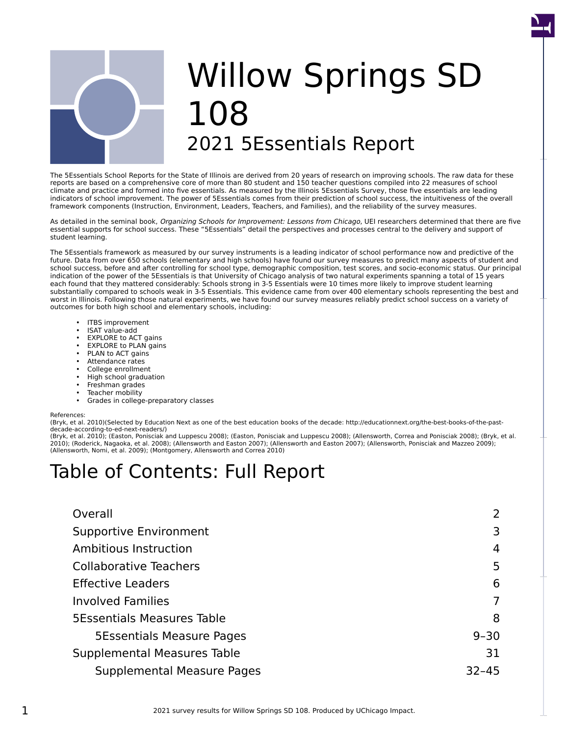# Willow Springs SD 108

## 2021 5Essentials Report

The 5Essentials School Reports for the State of Illinois are derived from 20 years of research on improving schools. The raw data for these reports are based on a comprehensive core of more than 80 student and 150 teacher questions compiled into 22 measures of school climate and practice and formed into five essentials. As measured by the Illinois 5Essentials Survey, those five essentials are leading indicators of school improvement. The power of 5Essentials comes from their prediction of school success, the intuitiveness of the overall framework components (Instruction, Environment, Leaders, Teachers, and Families), and the reliability of the survey measures.

As detailed in the seminal book, *Organizing Schools for Improvement: Lessons from Chicago*, UEI researchers determined that there are five essential supports for school success. These "5Essentials" detail the perspectives and processes central to the delivery and support of student learning.

The 5Essentials framework as measured by our survey instruments is a leading indicator of school performance now and predictive of the future. Data from over 650 schools (elementary and high schools) have found our survey measures to predict many aspects of student and school success, before and after controlling for school type, demographic composition, test scores, and socio-economic status. Our principal indication of the power of the 5Essentials is that University of Chicago analysis of two natural experiments spanning a total of 15 years each found that they mattered considerably: Schools strong in 3-5 Essentials were 10 times more likely to improve student learning substantially compared to schools weak in 3-5 Essentials. This evidence came from over 400 elementary schools representing the best and worst in Illinois. Following those natural experiments, we have found our survey measures reliably predict school success on a variety of outcomes for both high school and elementary schools, including:

- ITBS improvement
- ISAT value-add
- EXPLORE to ACT gains
- EXPLORE to PLAN gains
- PLAN to ACT gains
- Attendance rates
- College enrollment
- High school graduation
- Freshman grades
- Teacher mobility
- Grades in college-preparatory classes

References:
(Bryk, et al. 2010)(Selected by Education Next as one of the best education books of the decade: http://educationnext.org/the-best-books-of-the-past-decade-according-to-ed-next-readers/)
(Bryk, et al. 2010); (Easton, Ponisciak and Luppescu 2008); (Easton, Ponisciak and Luppescu 2008); (Allensworth, Correa and Ponisciak 2008); (Bryk, et al. 2010); (Roderick, Nagaoka, et al. 2008); (Allensworth and Easton 2007); (Allensworth and Easton 2007); (Allensworth, Ponisciak and Mazzeo 2009); (Allensworth, Nomi, et al. 2009); (Montgomery, Allensworth and Correa 2010)

# Table of Contents: Full Report

| Section | Page |
| --- | --- |
| Overall | 2 |
| Supportive Environment | 3 |
| Ambitious Instruction | 4 |
| Collaborative Teachers | 5 |
| Effective Leaders | 6 |
| Involved Families | 7 |
| 5Essentials Measures Table | 8 |
| &nbsp;&nbsp;&nbsp;&nbsp;5Essentials Measure Pages | 9–30 |
| Supplemental Measures Table | 31 |
| &nbsp;&nbsp;&nbsp;&nbsp;Supplemental Measure Pages | 32–45 |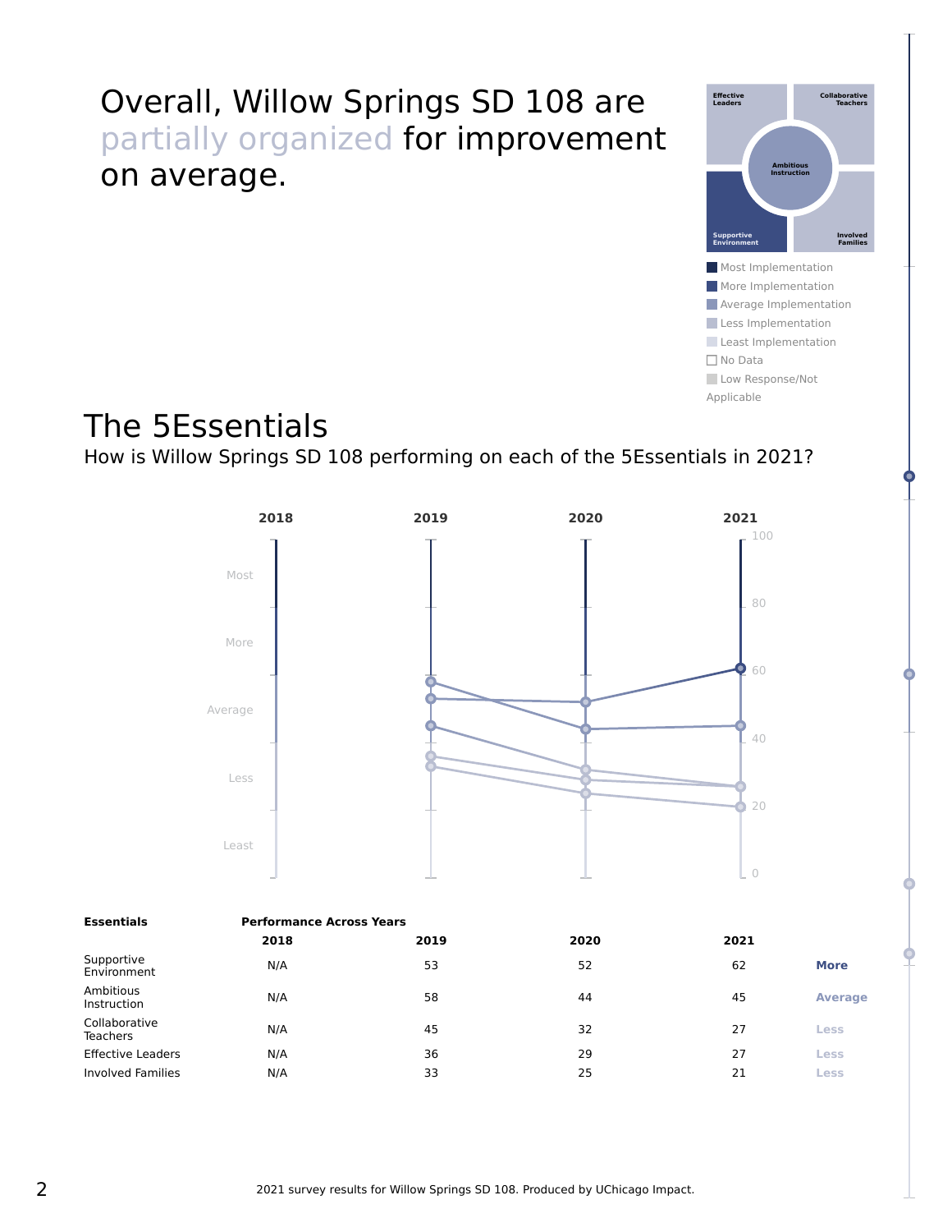# Overall, Willow Springs SD 108 are partially organized for improvement on average.

Effective Leaders | Collaborative Teachers | Ambitious Instruction | Supportive Environment | Involved Families

- Most Implementation
- More Implementation
- Average Implementation
- Less Implementation
- Least Implementation
- No Data
- Low Response/Not Applicable

## The 5Essentials

How is Willow Springs SD 108 performing on each of the 5Essentials in 2021?

| Essentials | Performance Across Years | | | | |
|---|---|---|---|---|---|
| | 2018 | 2019 | 2020 | 2021 | |
| Supportive Environment | N/A | 53 | 52 | 62 | More |
| Ambitious Instruction | N/A | 58 | 44 | 45 | Average |
| Collaborative Teachers | N/A | 45 | 32 | 27 | Less |
| Effective Leaders | N/A | 36 | 29 | 27 | Less |
| Involved Families | N/A | 33 | 25 | 21 | Less |

2021 survey results for Willow Springs SD 108. Produced by UChicago Impact.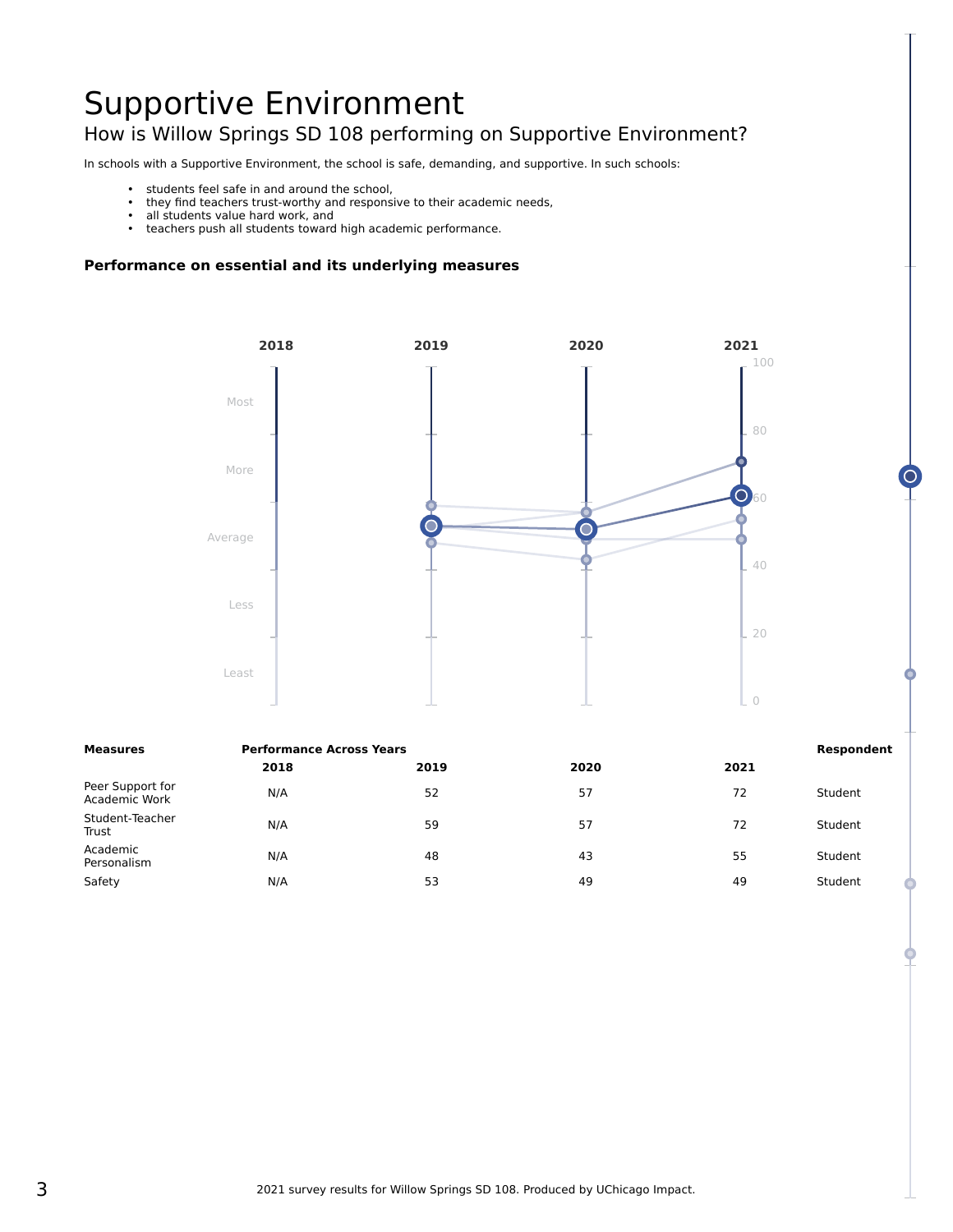# Supportive Environment

## How is Willow Springs SD 108 performing on Supportive Environment?

In schools with a Supportive Environment, the school is safe, demanding, and supportive. In such schools:

- students feel safe in and around the school,
- they find teachers trust-worthy and responsive to their academic needs,
- all students value hard work, and
- teachers push all students toward high academic performance.

**Performance on essential and its underlying measures**

| Measures | Performance Across Years | | | | Respondent |
|---|---|---|---|---|---|
| | 2018 | 2019 | 2020 | 2021 | |
| Peer Support for Academic Work | N/A | 52 | 57 | 72 | Student |
| Student-Teacher Trust | N/A | 59 | 57 | 72 | Student |
| Academic Personalism | N/A | 48 | 43 | 55 | Student |
| Safety | N/A | 53 | 49 | 49 | Student |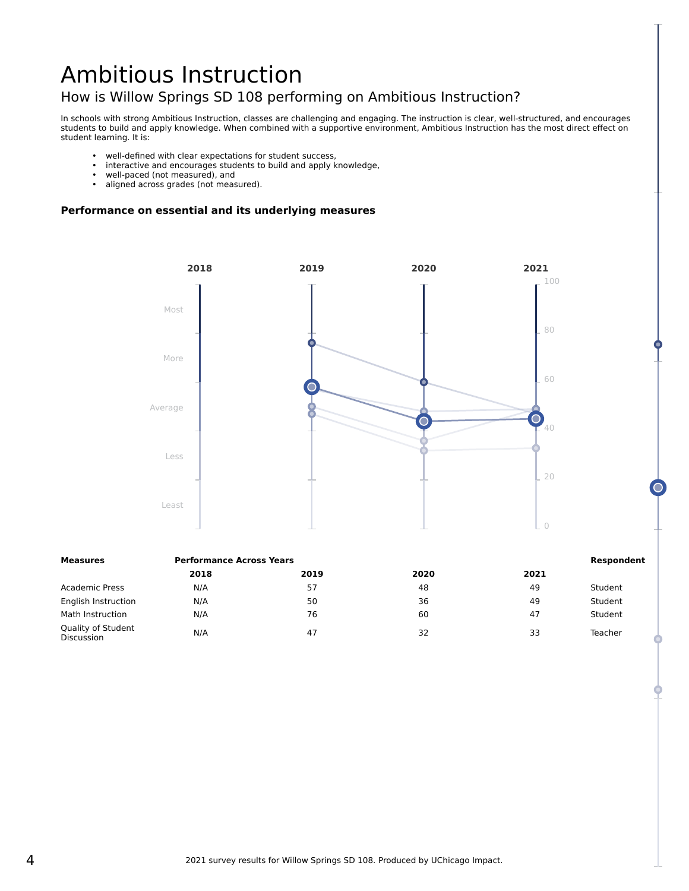# Ambitious Instruction

## How is Willow Springs SD 108 performing on Ambitious Instruction?

In schools with strong Ambitious Instruction, classes are challenging and engaging. The instruction is clear, well-structured, and encourages students to build and apply knowledge. When combined with a supportive environment, Ambitious Instruction has the most direct effect on student learning. It is:

- well-defined with clear expectations for student success,
- interactive and encourages students to build and apply knowledge,
- well-paced (not measured), and
- aligned across grades (not measured).

**Performance on essential and its underlying measures**

| Measures | Performance Across Years 2018 | 2019 | 2020 | 2021 | Respondent |
|---|---|---|---|---|---|
| Academic Press | N/A | 57 | 48 | 49 | Student |
| English Instruction | N/A | 50 | 36 | 49 | Student |
| Math Instruction | N/A | 76 | 60 | 47 | Student |
| Quality of Student Discussion | N/A | 47 | 32 | 33 | Teacher |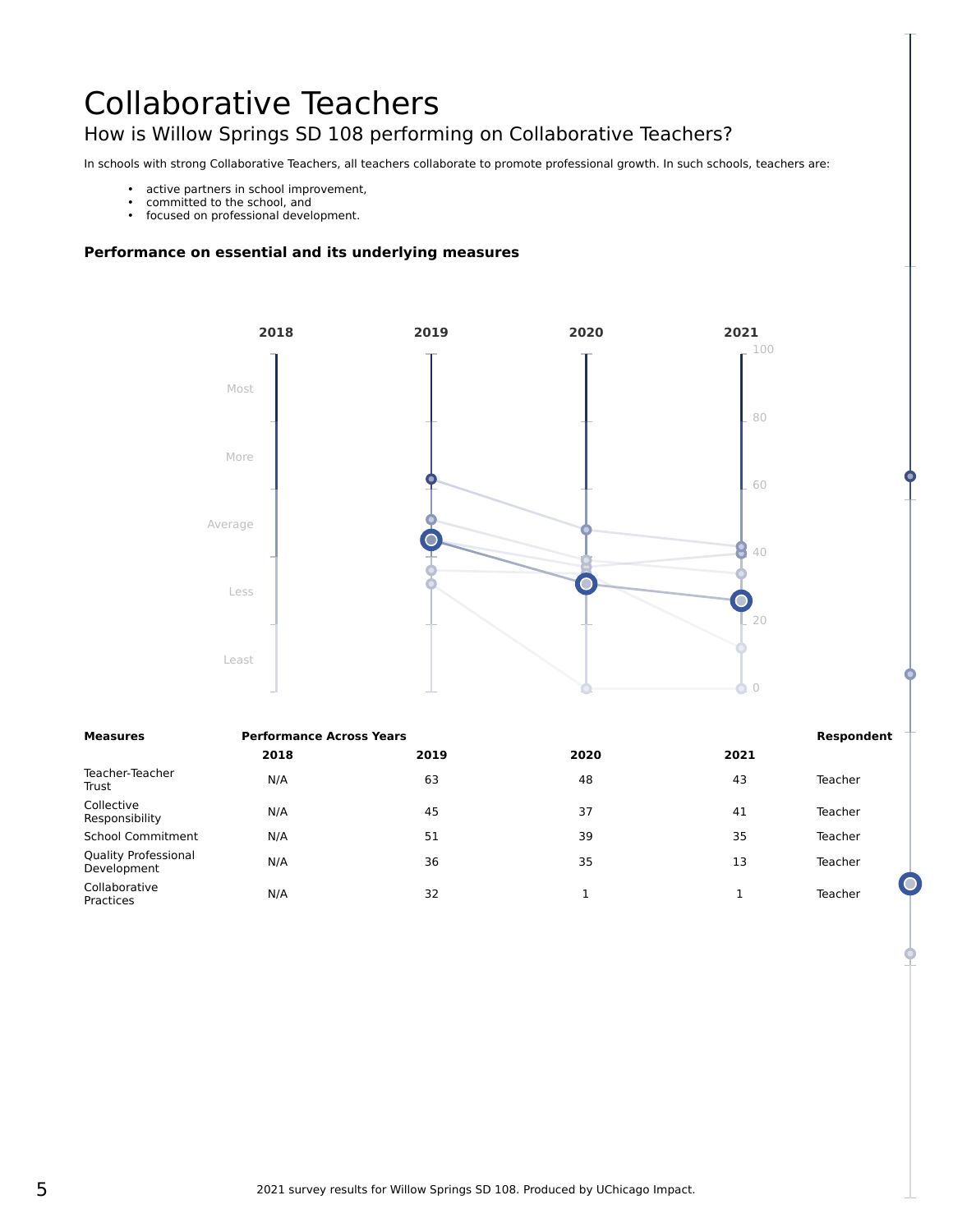# Collaborative Teachers

## How is Willow Springs SD 108 performing on Collaborative Teachers?

In schools with strong Collaborative Teachers, all teachers collaborate to promote professional growth. In such schools, teachers are:

- active partners in school improvement,
- committed to the school, and
- focused on professional development.

### Performance on essential and its underlying measures

| Measures | Performance Across Years | | | | Respondent |
|---|---|---|---|---|---|
| | 2018 | 2019 | 2020 | 2021 | |
| Teacher-Teacher Trust | N/A | 63 | 48 | 43 | Teacher |
| Collective Responsibility | N/A | 45 | 37 | 41 | Teacher |
| School Commitment | N/A | 51 | 39 | 35 | Teacher |
| Quality Professional Development | N/A | 36 | 35 | 13 | Teacher |
| Collaborative Practices | N/A | 32 | 1 | 1 | Teacher |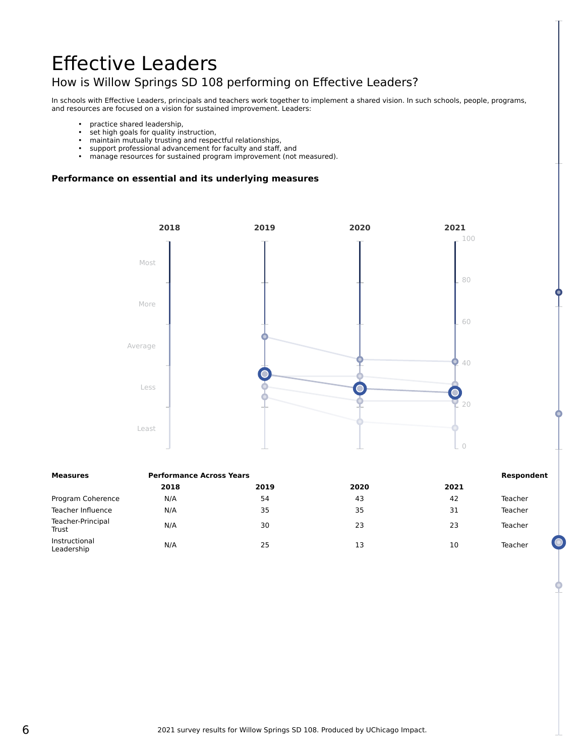# Effective Leaders

## How is Willow Springs SD 108 performing on Effective Leaders?

In schools with Effective Leaders, principals and teachers work together to implement a shared vision. In such schools, people, programs, and resources are focused on a vision for sustained improvement. Leaders:

- practice shared leadership,
- set high goals for quality instruction,
- maintain mutually trusting and respectful relationships,
- support professional advancement for faculty and staff, and
- manage resources for sustained program improvement (not measured).

### Performance on essential and its underlying measures

| Measures | 2018 | 2019 | 2020 | 2021 | Respondent |
|---|---|---|---|---|---|
| Program Coherence | N/A | 54 | 43 | 42 | Teacher |
| Teacher Influence | N/A | 35 | 35 | 31 | Teacher |
| Teacher-Principal Trust | N/A | 30 | 23 | 23 | Teacher |
| Instructional Leadership | N/A | 25 | 13 | 10 | Teacher |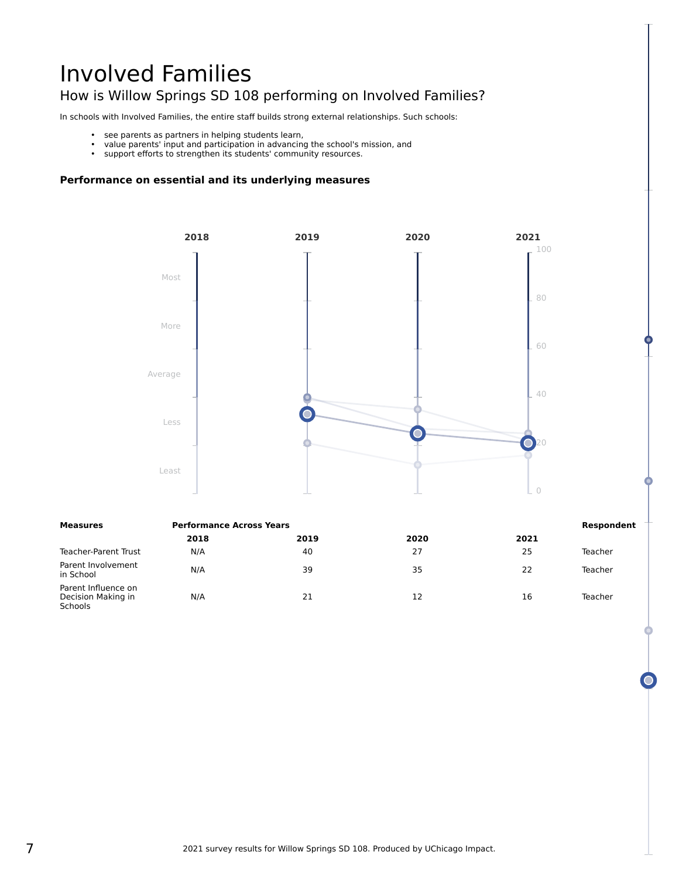# Involved Families

## How is Willow Springs SD 108 performing on Involved Families?

In schools with Involved Families, the entire staff builds strong external relationships. Such schools:

- see parents as partners in helping students learn,
- value parents' input and participation in advancing the school's mission, and
- support efforts to strengthen its students' community resources.

**Performance on essential and its underlying measures**

| Measures | Performance Across Years 2018 | 2019 | 2020 | 2021 | Respondent |
|---|---|---|---|---|---|
| Teacher-Parent Trust | N/A | 40 | 27 | 25 | Teacher |
| Parent Involvement in School | N/A | 39 | 35 | 22 | Teacher |
| Parent Influence on Decision Making in Schools | N/A | 21 | 12 | 16 | Teacher |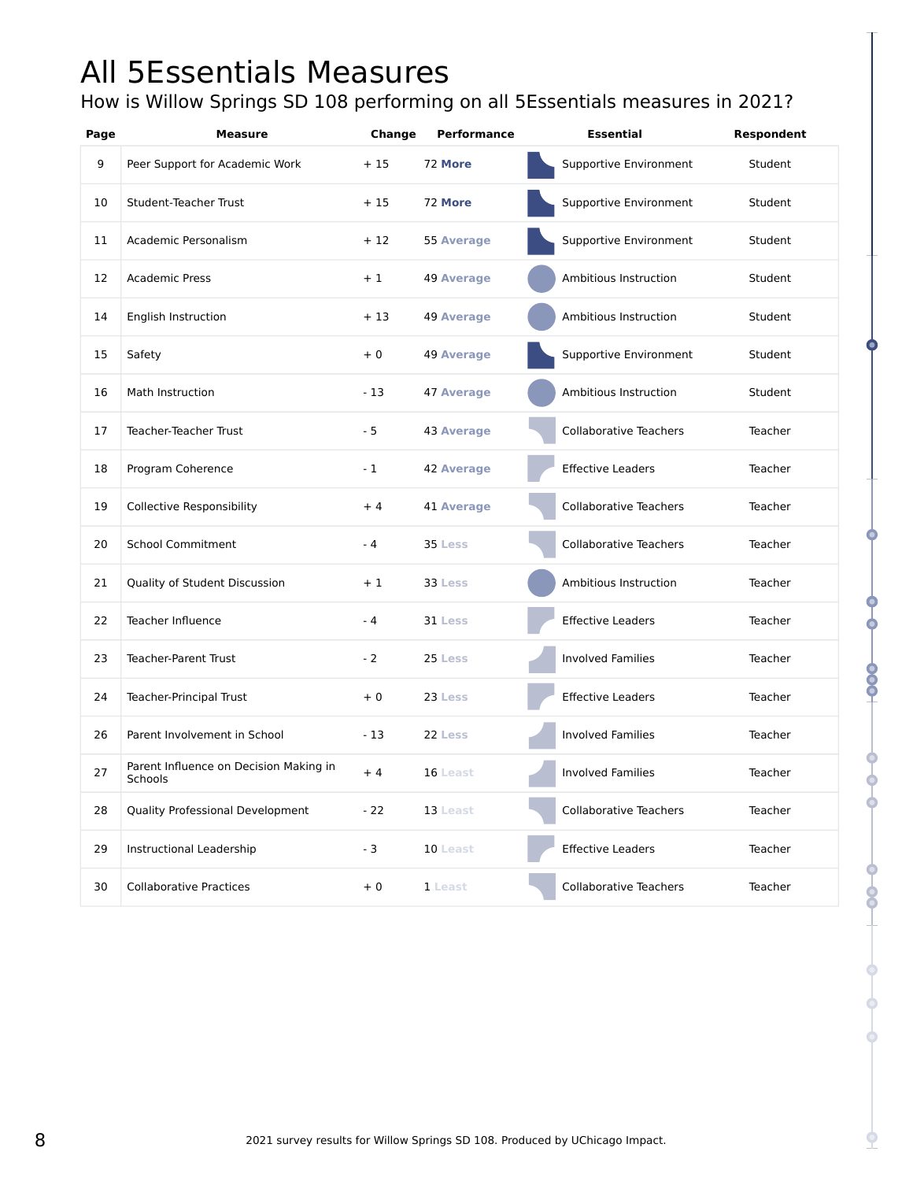# All 5Essentials Measures

How is Willow Springs SD 108 performing on all 5Essentials measures in 2021?

| Page | Measure | Change | Performance | Essential | Respondent |
|---|---|---|---|---|---|
| 9 | Peer Support for Academic Work | + 15 | 72 **More** | Supportive Environment | Student |
| 10 | Student-Teacher Trust | + 15 | 72 **More** | Supportive Environment | Student |
| 11 | Academic Personalism | + 12 | 55 **Average** | Supportive Environment | Student |
| 12 | Academic Press | + 1 | 49 **Average** | Ambitious Instruction | Student |
| 14 | English Instruction | + 13 | 49 **Average** | Ambitious Instruction | Student |
| 15 | Safety | + 0 | 49 **Average** | Supportive Environment | Student |
| 16 | Math Instruction | - 13 | 47 **Average** | Ambitious Instruction | Student |
| 17 | Teacher-Teacher Trust | - 5 | 43 **Average** | Collaborative Teachers | Teacher |
| 18 | Program Coherence | - 1 | 42 **Average** | Effective Leaders | Teacher |
| 19 | Collective Responsibility | + 4 | 41 **Average** | Collaborative Teachers | Teacher |
| 20 | School Commitment | - 4 | 35 **Less** | Collaborative Teachers | Teacher |
| 21 | Quality of Student Discussion | + 1 | 33 **Less** | Ambitious Instruction | Teacher |
| 22 | Teacher Influence | - 4 | 31 **Less** | Effective Leaders | Teacher |
| 23 | Teacher-Parent Trust | - 2 | 25 **Less** | Involved Families | Teacher |
| 24 | Teacher-Principal Trust | + 0 | 23 **Less** | Effective Leaders | Teacher |
| 26 | Parent Involvement in School | - 13 | 22 **Less** | Involved Families | Teacher |
| 27 | Parent Influence on Decision Making in Schools | + 4 | 16 **Least** | Involved Families | Teacher |
| 28 | Quality Professional Development | - 22 | 13 **Least** | Collaborative Teachers | Teacher |
| 29 | Instructional Leadership | - 3 | 10 **Least** | Effective Leaders | Teacher |
| 30 | Collaborative Practices | + 0 | 1 **Least** | Collaborative Teachers | Teacher |

2021 survey results for Willow Springs SD 108. Produced by UChicago Impact.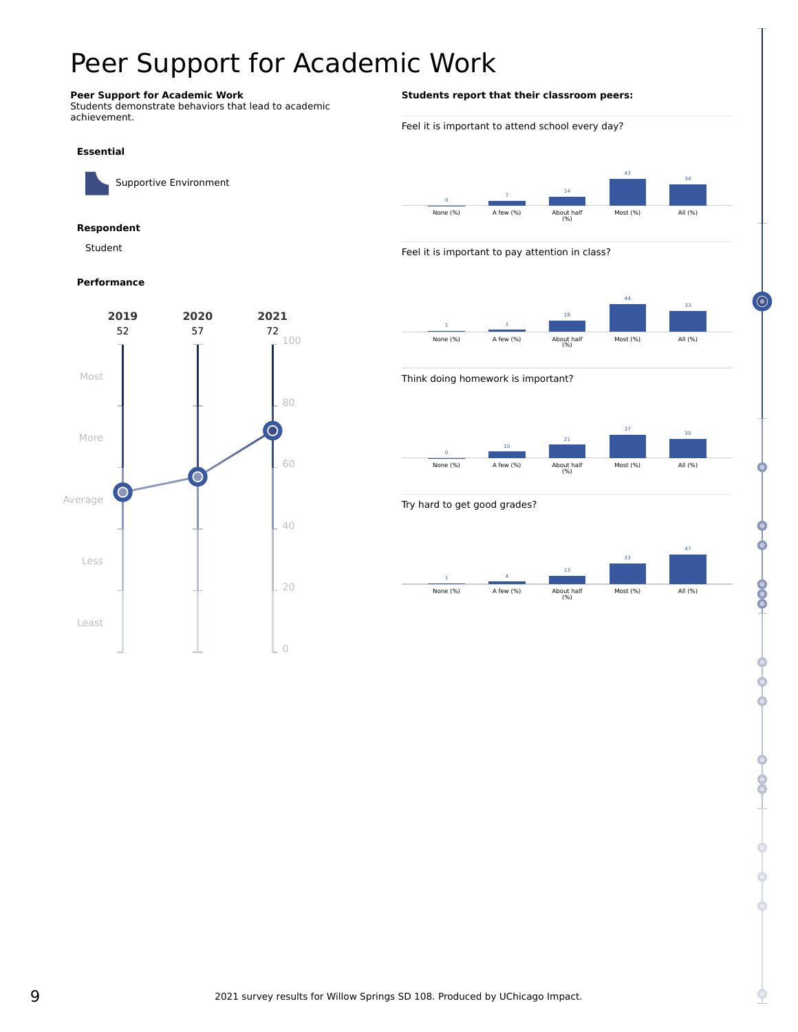# Peer Support for Academic Work

**Peer Support for Academic Work**
Students demonstrate behaviors that lead to academic achievement.

**Essential**

Supportive Environment

**Respondent**

Student

**Performance**

| 2019 | 2020 | 2021 |
|---|---|---|
| 52 | 57 | 72 |

**Students report that their classroom peers:**

Feel it is important to attend school every day?

| None (%) | A few (%) | About half (%) | Most (%) | All (%) |
|---|---|---|---|---|
| 0 | 7 | 14 | 43 | 34 |

Feel it is important to pay attention in class?

| None (%) | A few (%) | About half (%) | Most (%) | All (%) |
|---|---|---|---|---|
| 1 | 3 | 18 | 44 | 33 |

Think doing homework is important?

| None (%) | A few (%) | About half (%) | Most (%) | All (%) |
|---|---|---|---|---|
| 0 | 10 | 21 | 37 | 30 |

Try hard to get good grades?

| None (%) | A few (%) | About half (%) | Most (%) | All (%) |
|---|---|---|---|---|
| 1 | 4 | 13 | 33 | 47 |

2021 survey results for Willow Springs SD 108. Produced by UChicago Impact.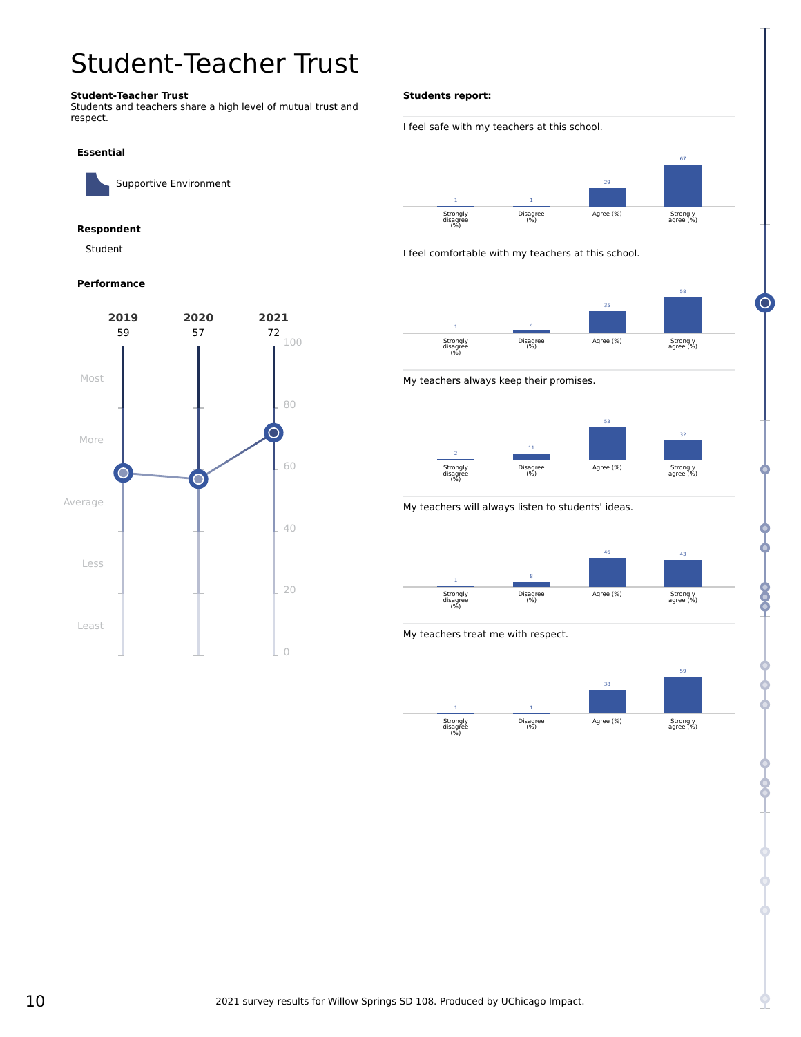# Student-Teacher Trust

**Student-Teacher Trust**
Students and teachers share a high level of mutual trust and respect.

**Essential**

Supportive Environment

**Respondent**

Student

**Performance**

| 2019 | 2020 | 2021 |
|---|---|---|
| 59 | 57 | 72 |

**Students report:**

I feel safe with my teachers at this school.

| Strongly disagree (%) | Disagree (%) | Agree (%) | Strongly agree (%) |
|---|---|---|---|
| 1 | 1 | 29 | 67 |

I feel comfortable with my teachers at this school.

| Strongly disagree (%) | Disagree (%) | Agree (%) | Strongly agree (%) |
|---|---|---|---|
| 1 | 4 | 35 | 58 |

My teachers always keep their promises.

| Strongly disagree (%) | Disagree (%) | Agree (%) | Strongly agree (%) |
|---|---|---|---|
| 2 | 11 | 53 | 32 |

My teachers will always listen to students' ideas.

| Strongly disagree (%) | Disagree (%) | Agree (%) | Strongly agree (%) |
|---|---|---|---|
| 1 | 8 | 46 | 43 |

My teachers treat me with respect.

| Strongly disagree (%) | Disagree (%) | Agree (%) | Strongly agree (%) |
|---|---|---|---|
| 1 | 1 | 38 | 59 |

2021 survey results for Willow Springs SD 108. Produced by UChicago Impact.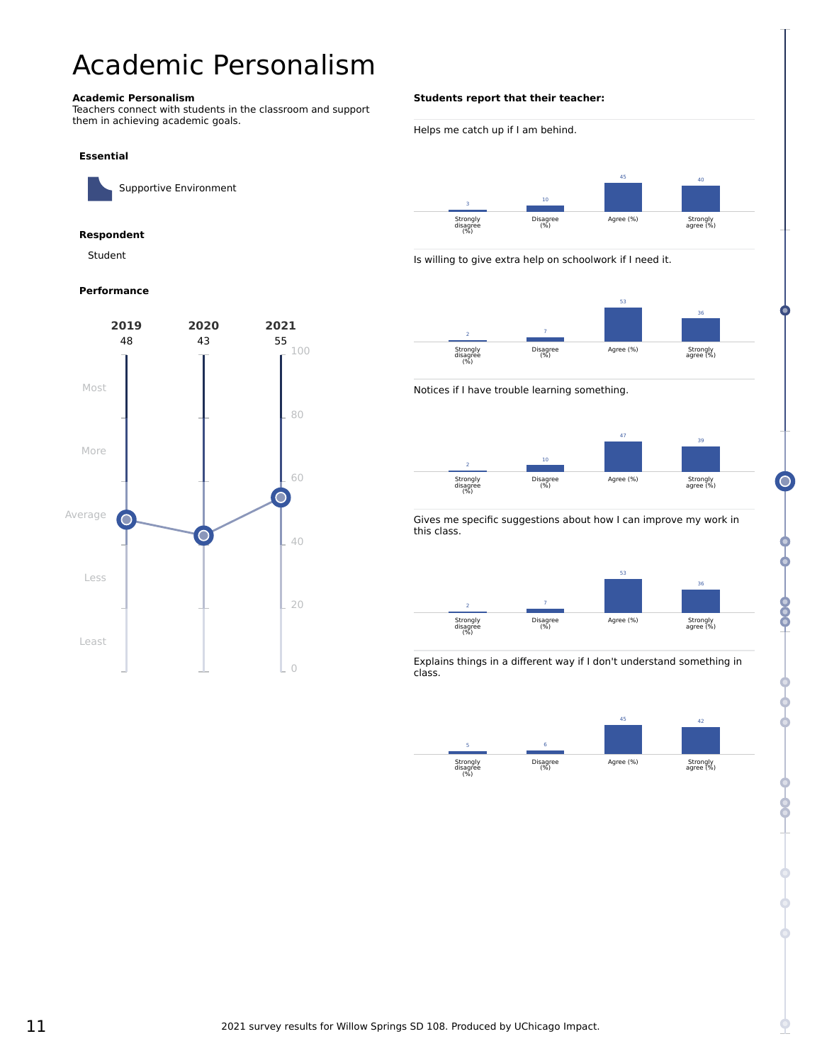# Academic Personalism

**Academic Personalism**
Teachers connect with students in the classroom and support them in achieving academic goals.

**Essential**

Supportive Environment

**Respondent**

Student

**Performance**

| | 2019 | 2020 | 2021 |
|---|---|---|---|
| Score | 48 | 43 | 55 |

**Students report that their teacher:**

Helps me catch up if I am behind.

| Strongly disagree (%) | Disagree (%) | Agree (%) | Strongly agree (%) |
|---|---|---|---|
| 3 | 10 | 45 | 40 |

Is willing to give extra help on schoolwork if I need it.

| Strongly disagree (%) | Disagree (%) | Agree (%) | Strongly agree (%) |
|---|---|---|---|
| 2 | 7 | 53 | 36 |

Notices if I have trouble learning something.

| Strongly disagree (%) | Disagree (%) | Agree (%) | Strongly agree (%) |
|---|---|---|---|
| 2 | 10 | 47 | 39 |

Gives me specific suggestions about how I can improve my work in this class.

| Strongly disagree (%) | Disagree (%) | Agree (%) | Strongly agree (%) |
|---|---|---|---|
| 2 | 7 | 53 | 36 |

Explains things in a different way if I don't understand something in class.

| Strongly disagree (%) | Disagree (%) | Agree (%) | Strongly agree (%) |
|---|---|---|---|
| 5 | 6 | 45 | 42 |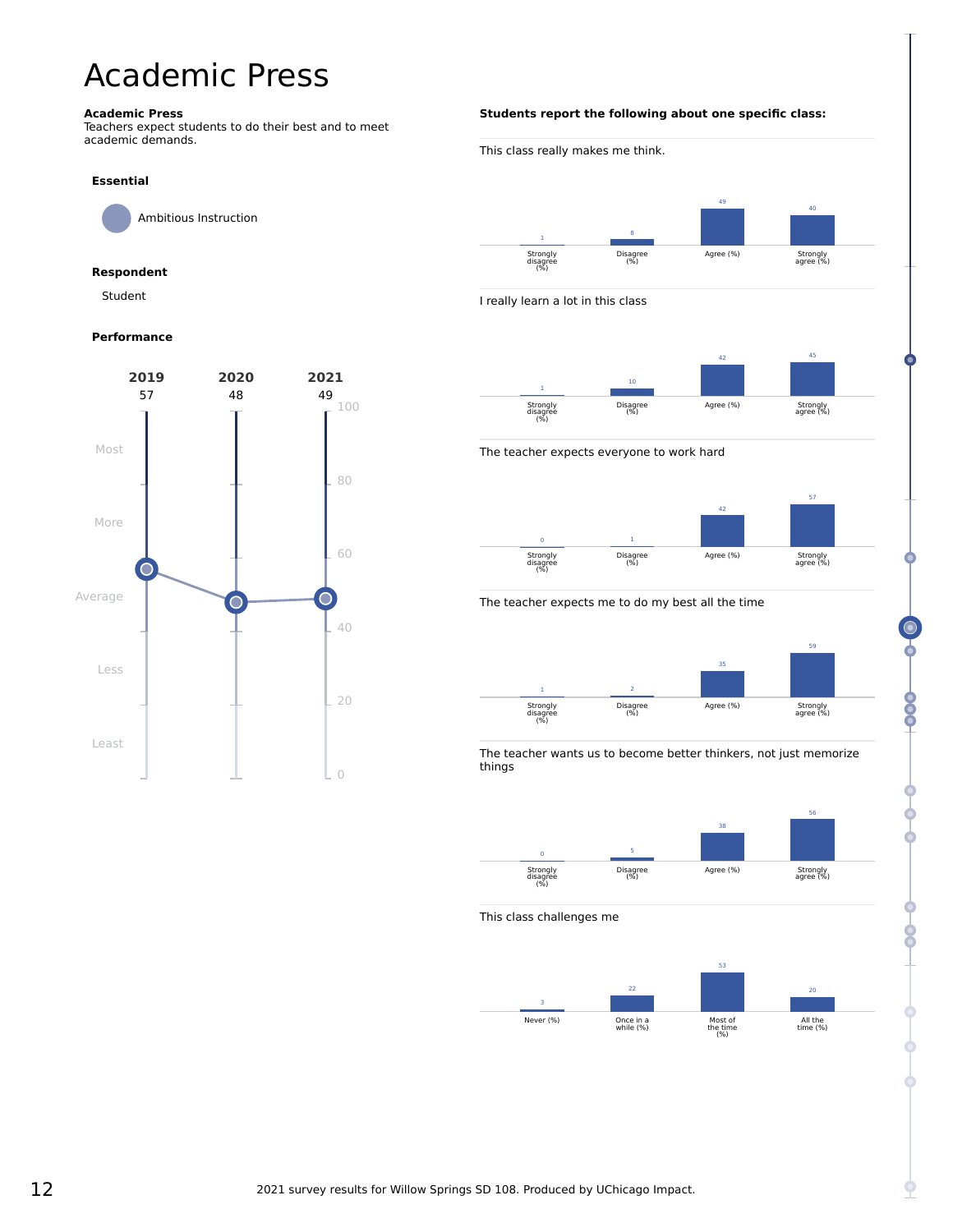# Academic Press

**Academic Press**
Teachers expect students to do their best and to meet academic demands.

**Essential**

Ambitious Instruction

**Respondent**

Student

**Performance**

| 2019 | 2020 | 2021 |
|---|---|---|
| 57 | 48 | 49 |

**Students report the following about one specific class:**

This class really makes me think.

| Strongly disagree (%) | Disagree (%) | Agree (%) | Strongly agree (%) |
|---|---|---|---|
| 1 | 8 | 49 | 40 |

I really learn a lot in this class

| Strongly disagree (%) | Disagree (%) | Agree (%) | Strongly agree (%) |
|---|---|---|---|
| 1 | 10 | 42 | 45 |

The teacher expects everyone to work hard

| Strongly disagree (%) | Disagree (%) | Agree (%) | Strongly agree (%) |
|---|---|---|---|
| 0 | 1 | 42 | 57 |

The teacher expects me to do my best all the time

| Strongly disagree (%) | Disagree (%) | Agree (%) | Strongly agree (%) |
|---|---|---|---|
| 1 | 2 | 35 | 59 |

The teacher wants us to become better thinkers, not just memorize things

| Strongly disagree (%) | Disagree (%) | Agree (%) | Strongly agree (%) |
|---|---|---|---|
| 0 | 5 | 38 | 56 |

This class challenges me

| Never (%) | Once in a while (%) | Most of the time (%) | All the time (%) |
|---|---|---|---|
| 3 | 22 | 53 | 20 |

2021 survey results for Willow Springs SD 108. Produced by UChicago Impact.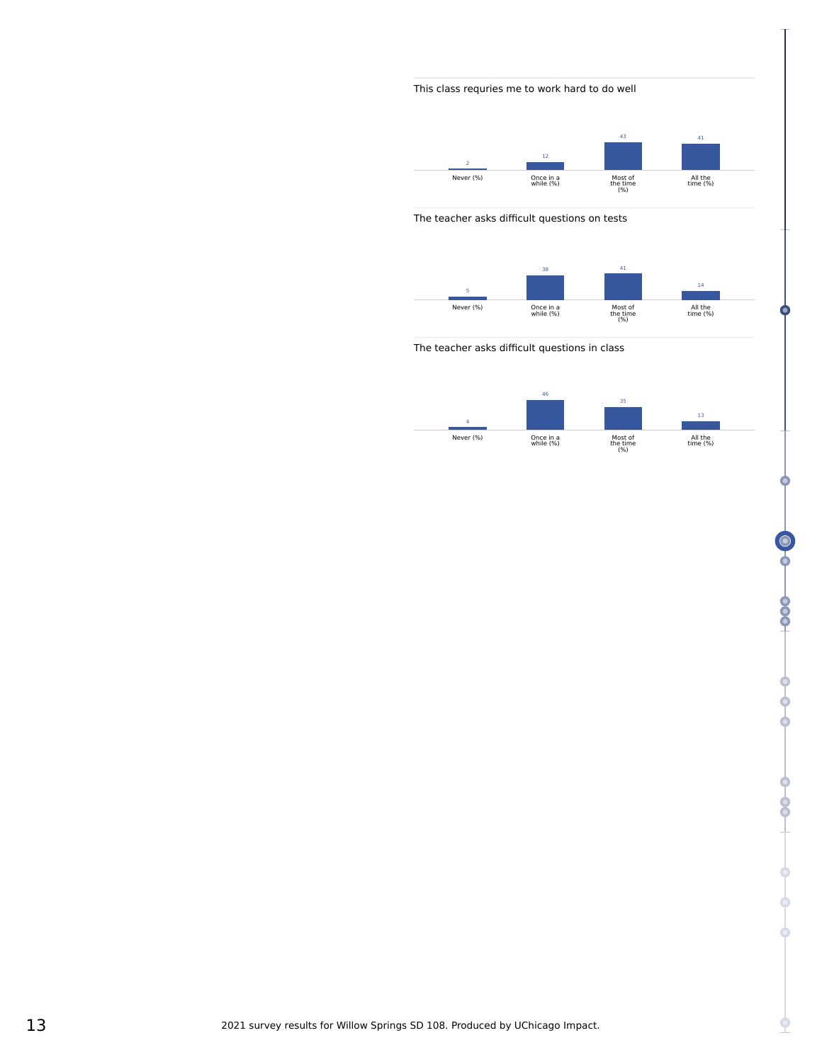This class requries me to work hard to do well

| Never (%) | Once in a while (%) | Most of the time (%) | All the time (%) |
|---|---|---|---|
| 2 | 12 | 43 | 41 |

The teacher asks difficult questions on tests

| Never (%) | Once in a while (%) | Most of the time (%) | All the time (%) |
|---|---|---|---|
| 5 | 38 | 41 | 14 |

The teacher asks difficult questions in class

| Never (%) | Once in a while (%) | Most of the time (%) | All the time (%) |
|---|---|---|---|
| 4 | 46 | 35 | 13 |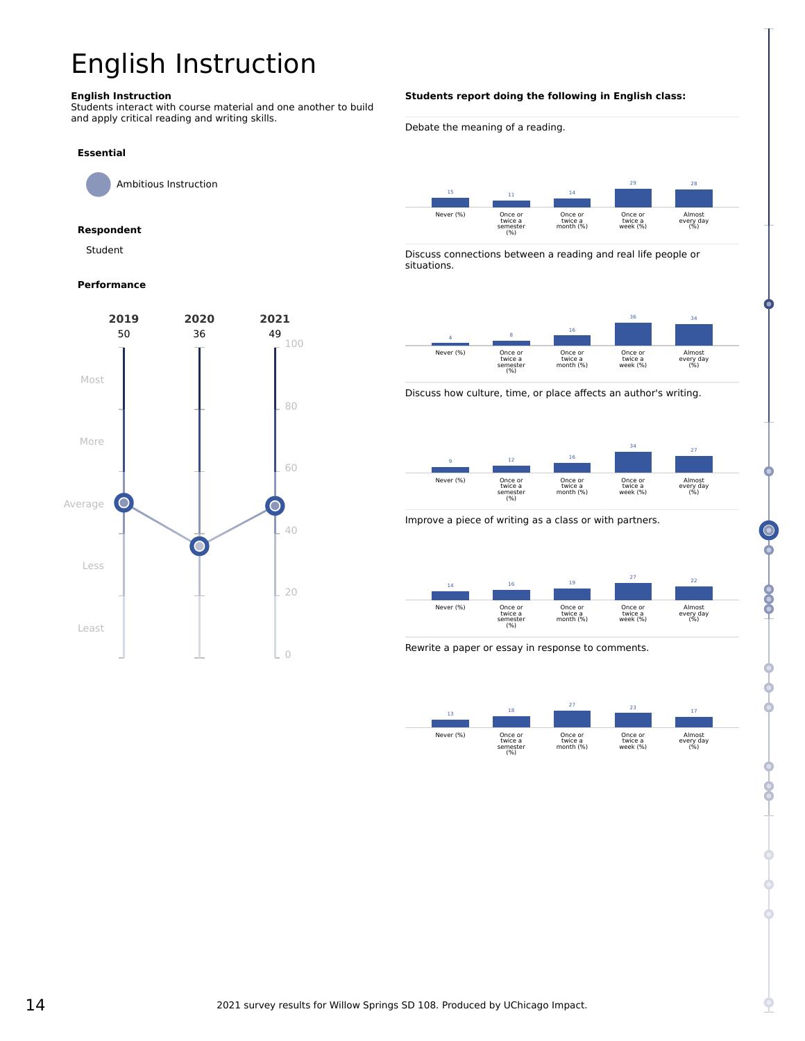# English Instruction

**English Instruction**
Students interact with course material and one another to build and apply critical reading and writing skills.

**Essential**

Ambitious Instruction

**Respondent**

Student

**Performance**

| 2019 | 2020 | 2021 |
|---|---|---|
| 50 | 36 | 49 |

**Students report doing the following in English class:**

| | Never (%) | Once or twice a semester (%) | Once or twice a month (%) | Once or twice a week (%) | Almost every day (%) |
|---|---|---|---|---|---|
| Debate the meaning of a reading. | 15 | 11 | 14 | 29 | 28 |
| Discuss connections between a reading and real life people or situations. | 4 | 8 | 16 | 36 | 34 |
| Discuss how culture, time, or place affects an author's writing. | 9 | 12 | 16 | 34 | 27 |
| Improve a piece of writing as a class or with partners. | 14 | 16 | 19 | 27 | 22 |
| Rewrite a paper or essay in response to comments. | 13 | 18 | 27 | 23 | 17 |

2021 survey results for Willow Springs SD 108. Produced by UChicago Impact.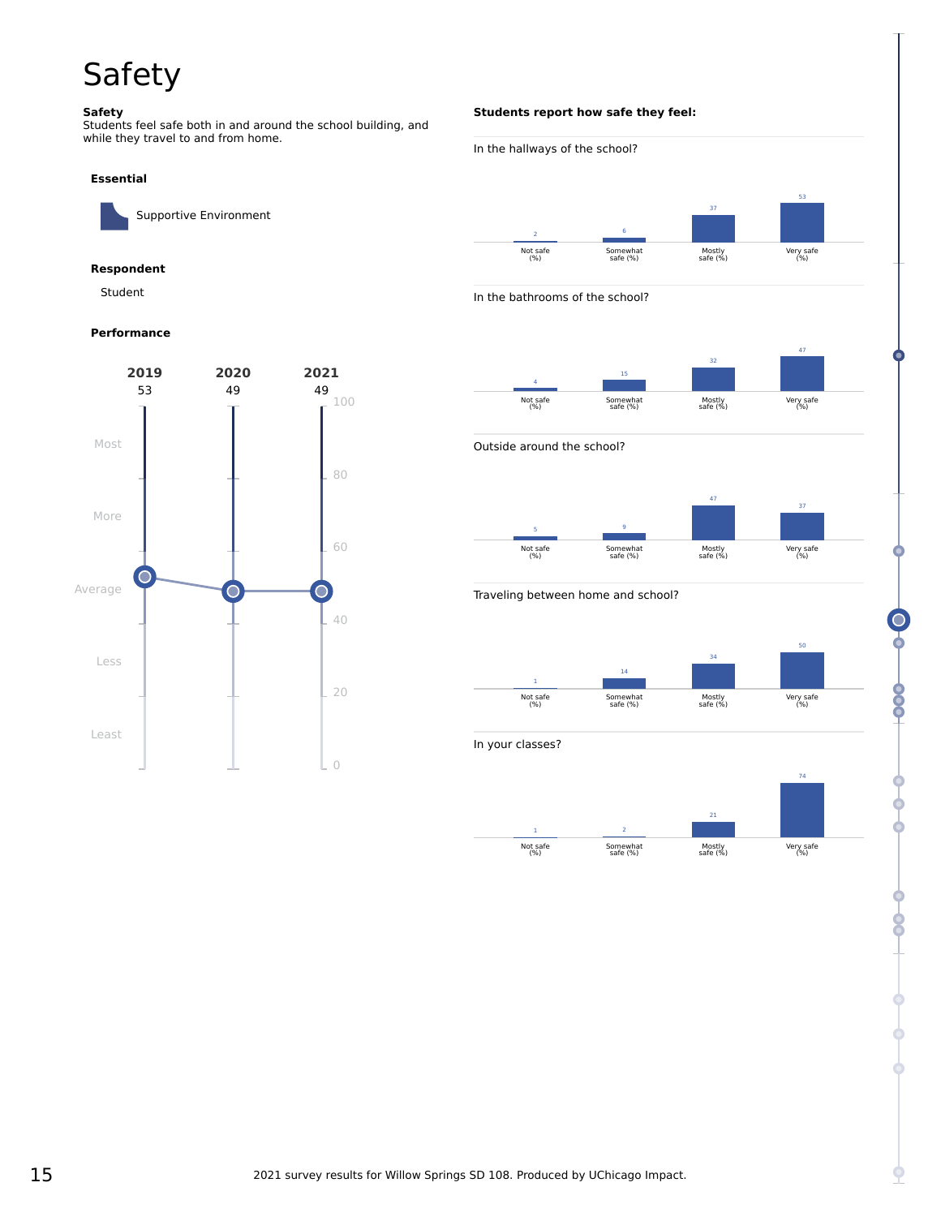# Safety

**Safety**
Students feel safe both in and around the school building, and while they travel to and from home.

**Essential**

Supportive Environment

**Respondent**

Student

**Performance**

| | 2019 | 2020 | 2021 |
|---|---|---|---|
| Score | 53 | 49 | 49 |

**Students report how safe they feel:**

In the hallways of the school?

| Not safe (%) | Somewhat safe (%) | Mostly safe (%) | Very safe (%) |
|---|---|---|---|
| 2 | 6 | 37 | 53 |

In the bathrooms of the school?

| Not safe (%) | Somewhat safe (%) | Mostly safe (%) | Very safe (%) |
|---|---|---|---|
| 4 | 15 | 32 | 47 |

Outside around the school?

| Not safe (%) | Somewhat safe (%) | Mostly safe (%) | Very safe (%) |
|---|---|---|---|
| 5 | 9 | 47 | 37 |

Traveling between home and school?

| Not safe (%) | Somewhat safe (%) | Mostly safe (%) | Very safe (%) |
|---|---|---|---|
| 1 | 14 | 34 | 50 |

In your classes?

| Not safe (%) | Somewhat safe (%) | Mostly safe (%) | Very safe (%) |
|---|---|---|---|
| 1 | 2 | 21 | 74 |

2021 survey results for Willow Springs SD 108. Produced by UChicago Impact.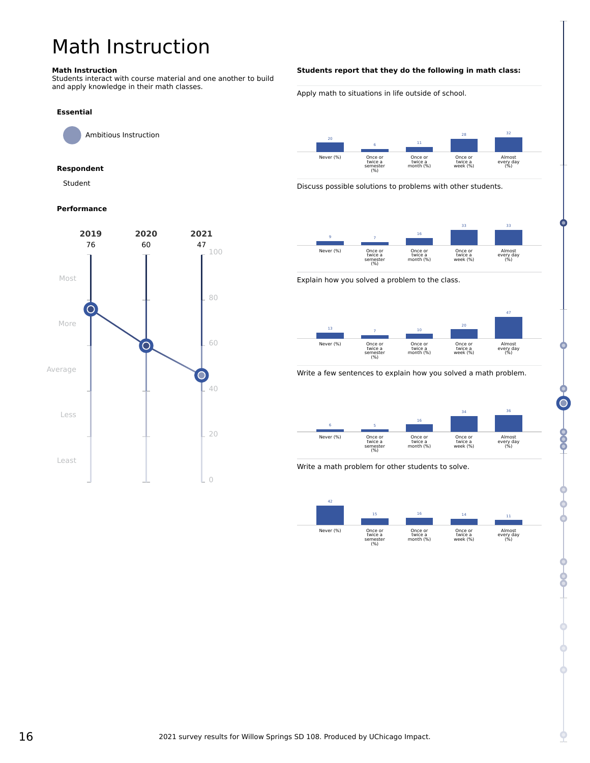# Math Instruction

**Math Instruction**
Students interact with course material and one another to build and apply knowledge in their math classes.

**Essential**

Ambitious Instruction

**Respondent**

Student

**Performance**

| 2019 | 2020 | 2021 |
|---|---|---|
| 76 | 60 | 47 |

**Students report that they do the following in math class:**

| | Never (%) | Once or twice a semester (%) | Once or twice a month (%) | Once or twice a week (%) | Almost every day (%) |
|---|---|---|---|---|---|
| Apply math to situations in life outside of school. | 20 | 6 | 11 | 28 | 32 |
| Discuss possible solutions to problems with other students. | 9 | 7 | 16 | 33 | 33 |
| Explain how you solved a problem to the class. | 13 | 7 | 10 | 20 | 47 |
| Write a few sentences to explain how you solved a math problem. | 6 | 5 | 16 | 34 | 36 |
| Write a math problem for other students to solve. | 42 | 15 | 16 | 14 | 11 |

2021 survey results for Willow Springs SD 108. Produced by UChicago Impact.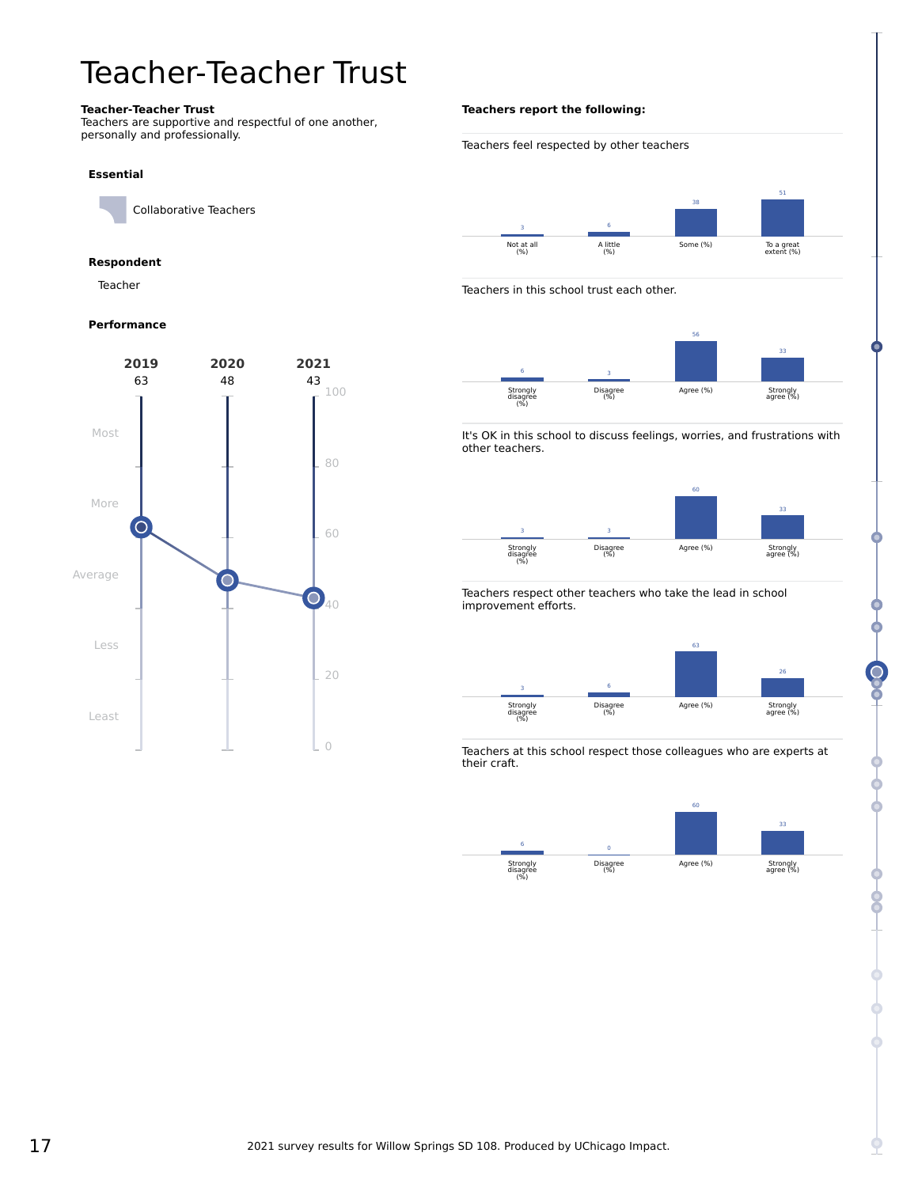# Teacher-Teacher Trust

**Teacher-Teacher Trust**
Teachers are supportive and respectful of one another, personally and professionally.

**Essential**

Collaborative Teachers

**Respondent**

Teacher

**Performance**

| 2019 | 2020 | 2021 |
|---|---|---|
| 63 | 48 | 43 |

**Teachers report the following:**

Teachers feel respected by other teachers

| Not at all (%) | A little (%) | Some (%) | To a great extent (%) |
|---|---|---|---|
| 3 | 6 | 38 | 51 |

Teachers in this school trust each other.

| Strongly disagree (%) | Disagree (%) | Agree (%) | Strongly agree (%) |
|---|---|---|---|
| 6 | 3 | 56 | 33 |

It's OK in this school to discuss feelings, worries, and frustrations with other teachers.

| Strongly disagree (%) | Disagree (%) | Agree (%) | Strongly agree (%) |
|---|---|---|---|
| 3 | 3 | 60 | 33 |

Teachers respect other teachers who take the lead in school improvement efforts.

| Strongly disagree (%) | Disagree (%) | Agree (%) | Strongly agree (%) |
|---|---|---|---|
| 3 | 6 | 63 | 26 |

Teachers at this school respect those colleagues who are experts at their craft.

| Strongly disagree (%) | Disagree (%) | Agree (%) | Strongly agree (%) |
|---|---|---|---|
| 6 | 0 | 60 | 33 |

2021 survey results for Willow Springs SD 108. Produced by UChicago Impact.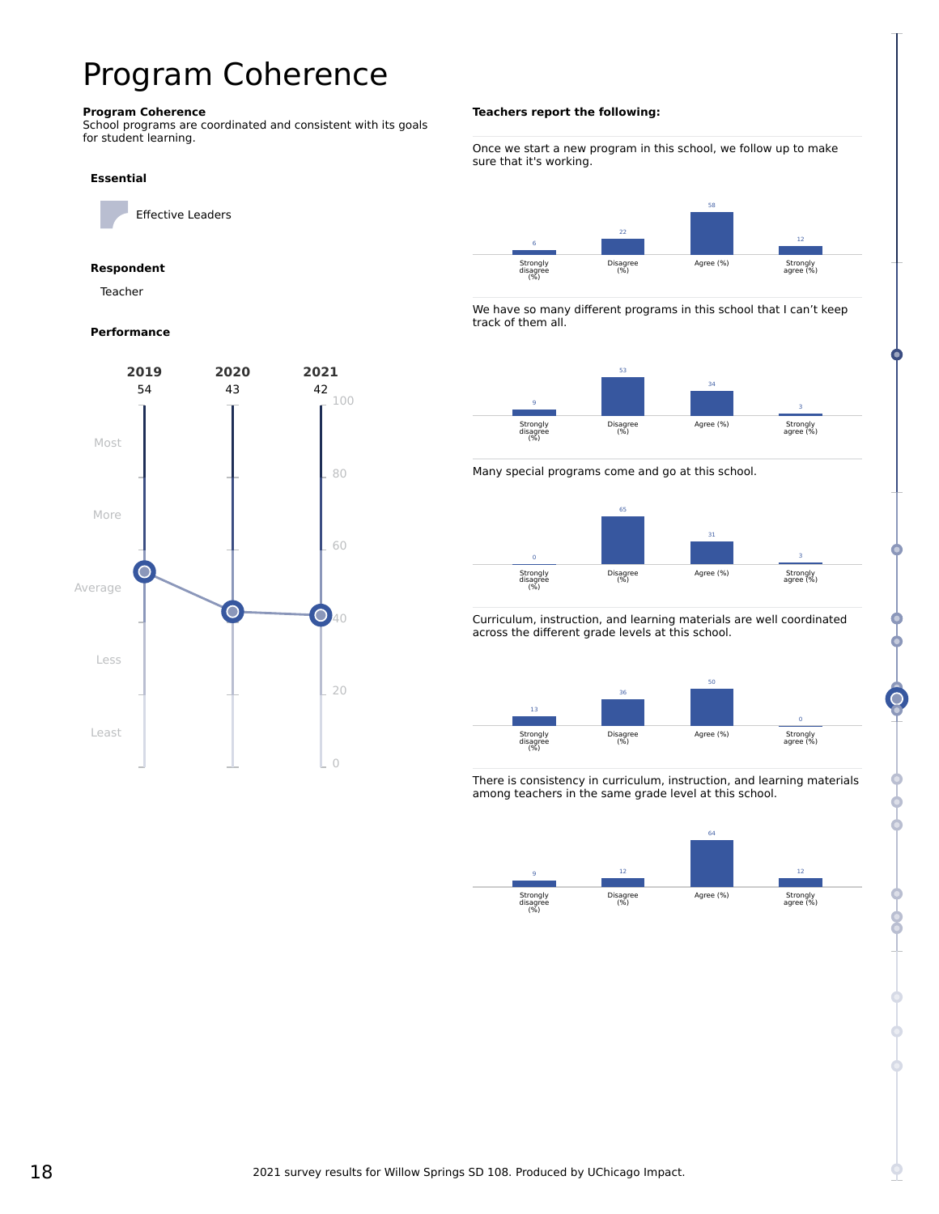# Program Coherence

**Program Coherence**
School programs are coordinated and consistent with its goals for student learning.

**Essential**

Effective Leaders

**Respondent**

Teacher

**Performance**

| 2019 | 2020 | 2021 |
|---|---|---|
| 54 | 43 | 42 |

**Teachers report the following:**

Once we start a new program in this school, we follow up to make sure that it's working.

| Strongly disagree (%) | Disagree (%) | Agree (%) | Strongly agree (%) |
|---|---|---|---|
| 6 | 22 | 58 | 12 |

We have so many different programs in this school that I can't keep track of them all.

| Strongly disagree (%) | Disagree (%) | Agree (%) | Strongly agree (%) |
|---|---|---|---|
| 9 | 53 | 34 | 3 |

Many special programs come and go at this school.

| Strongly disagree (%) | Disagree (%) | Agree (%) | Strongly agree (%) |
|---|---|---|---|
| 0 | 65 | 31 | 3 |

Curriculum, instruction, and learning materials are well coordinated across the different grade levels at this school.

| Strongly disagree (%) | Disagree (%) | Agree (%) | Strongly agree (%) |
|---|---|---|---|
| 13 | 36 | 50 | 0 |

There is consistency in curriculum, instruction, and learning materials among teachers in the same grade level at this school.

| Strongly disagree (%) | Disagree (%) | Agree (%) | Strongly agree (%) |
|---|---|---|---|
| 9 | 12 | 64 | 12 |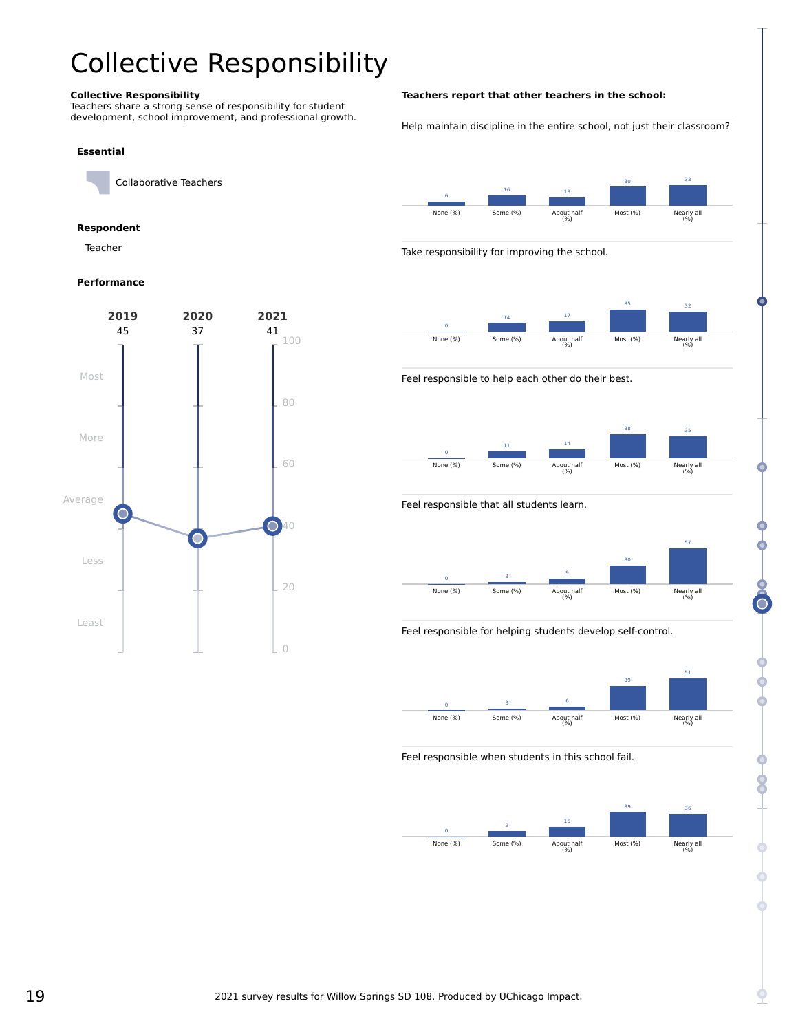# Collective Responsibility

**Collective Responsibility**
Teachers share a strong sense of responsibility for student development, school improvement, and professional growth.

**Essential**

Collaborative Teachers

**Respondent**

Teacher

**Performance**

| | 2019 | 2020 | 2021 |
|---|---|---|---|
| Score | 45 | 37 | 41 |

**Teachers report that other teachers in the school:**

| Question | None (%) | Some (%) | About half (%) | Most (%) | Nearly all (%) |
|---|---|---|---|---|---|
| Help maintain discipline in the entire school, not just their classroom? | 6 | 16 | 13 | 30 | 33 |
| Take responsibility for improving the school. | 0 | 14 | 17 | 35 | 32 |
| Feel responsible to help each other do their best. | 0 | 11 | 14 | 38 | 35 |
| Feel responsible that all students learn. | 0 | 3 | 9 | 30 | 57 |
| Feel responsible for helping students develop self-control. | 0 | 3 | 6 | 39 | 51 |
| Feel responsible when students in this school fail. | 0 | 9 | 15 | 39 | 36 |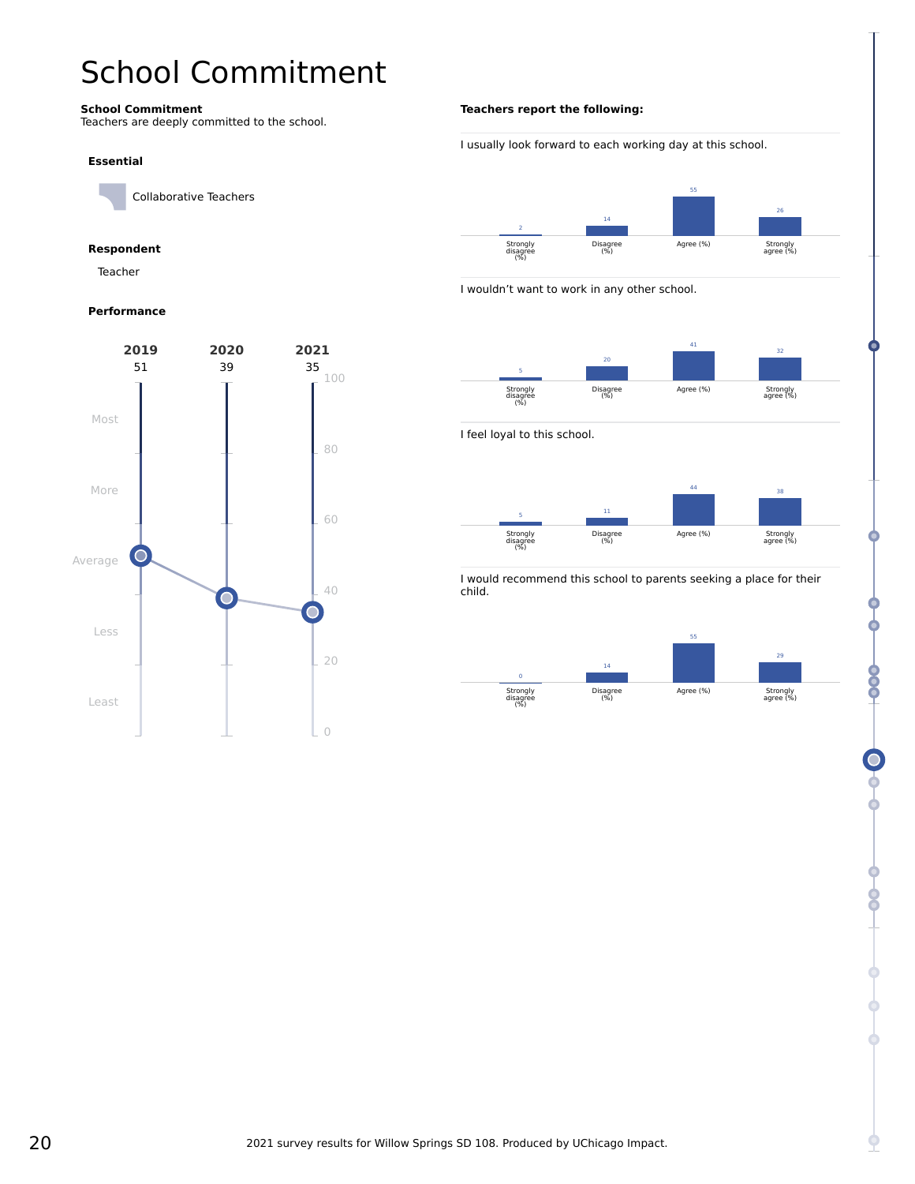# School Commitment

**School Commitment**
Teachers are deeply committed to the school.

**Essential**

Collaborative Teachers

**Respondent**

Teacher

**Performance**

| | 2019 | 2020 | 2021 |
|---|---|---|---|
| Score | 51 | 39 | 35 |

Scale: Most (80–100), More (60–80), Average (40–60), Less (20–40), Least (0–20)

**Teachers report the following:**

I usually look forward to each working day at this school.

| Strongly disagree (%) | Disagree (%) | Agree (%) | Strongly agree (%) |
|---|---|---|---|
| 2 | 14 | 55 | 26 |

I wouldn't want to work in any other school.

| Strongly disagree (%) | Disagree (%) | Agree (%) | Strongly agree (%) |
|---|---|---|---|
| 5 | 20 | 41 | 32 |

I feel loyal to this school.

| Strongly disagree (%) | Disagree (%) | Agree (%) | Strongly agree (%) |
|---|---|---|---|
| 5 | 11 | 44 | 38 |

I would recommend this school to parents seeking a place for their child.

| Strongly disagree (%) | Disagree (%) | Agree (%) | Strongly agree (%) |
|---|---|---|---|
| 0 | 14 | 55 | 29 |

2021 survey results for Willow Springs SD 108. Produced by UChicago Impact.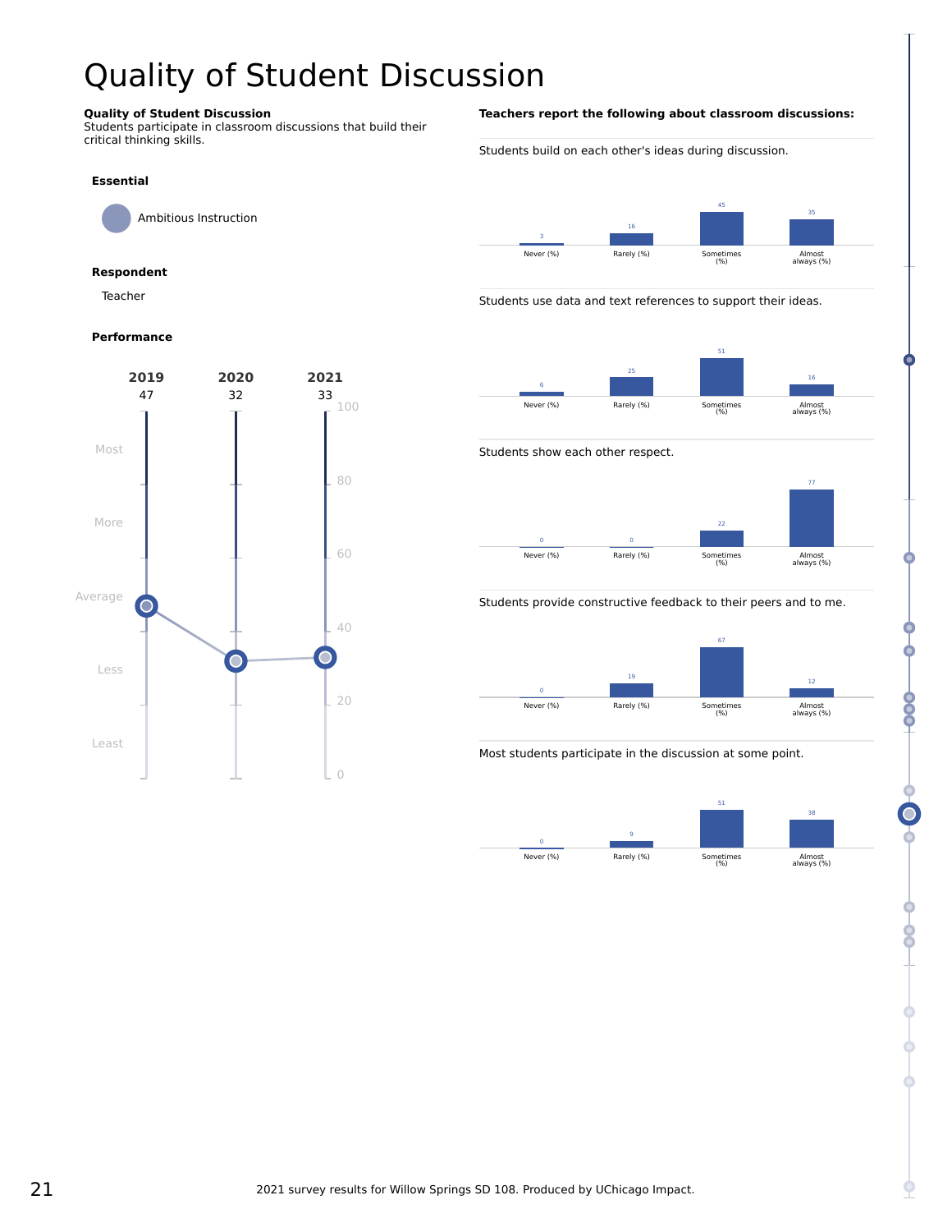# Quality of Student Discussion

**Quality of Student Discussion**
Students participate in classroom discussions that build their critical thinking skills.

**Essential**

Ambitious Instruction

**Respondent**

Teacher

**Performance**

| 2019 | 2020 | 2021 |
|---|---|---|
| 47 | 32 | 33 |

**Teachers report the following about classroom discussions:**

Students build on each other's ideas during discussion.

| Never (%) | Rarely (%) | Sometimes (%) | Almost always (%) |
|---|---|---|---|
| 3 | 16 | 45 | 35 |

Students use data and text references to support their ideas.

| Never (%) | Rarely (%) | Sometimes (%) | Almost always (%) |
|---|---|---|---|
| 6 | 25 | 51 | 16 |

Students show each other respect.

| Never (%) | Rarely (%) | Sometimes (%) | Almost always (%) |
|---|---|---|---|
| 0 | 0 | 22 | 77 |

Students provide constructive feedback to their peers and to me.

| Never (%) | Rarely (%) | Sometimes (%) | Almost always (%) |
|---|---|---|---|
| 0 | 19 | 67 | 12 |

Most students participate in the discussion at some point.

| Never (%) | Rarely (%) | Sometimes (%) | Almost always (%) |
|---|---|---|---|
| 0 | 9 | 51 | 38 |

2021 survey results for Willow Springs SD 108. Produced by UChicago Impact.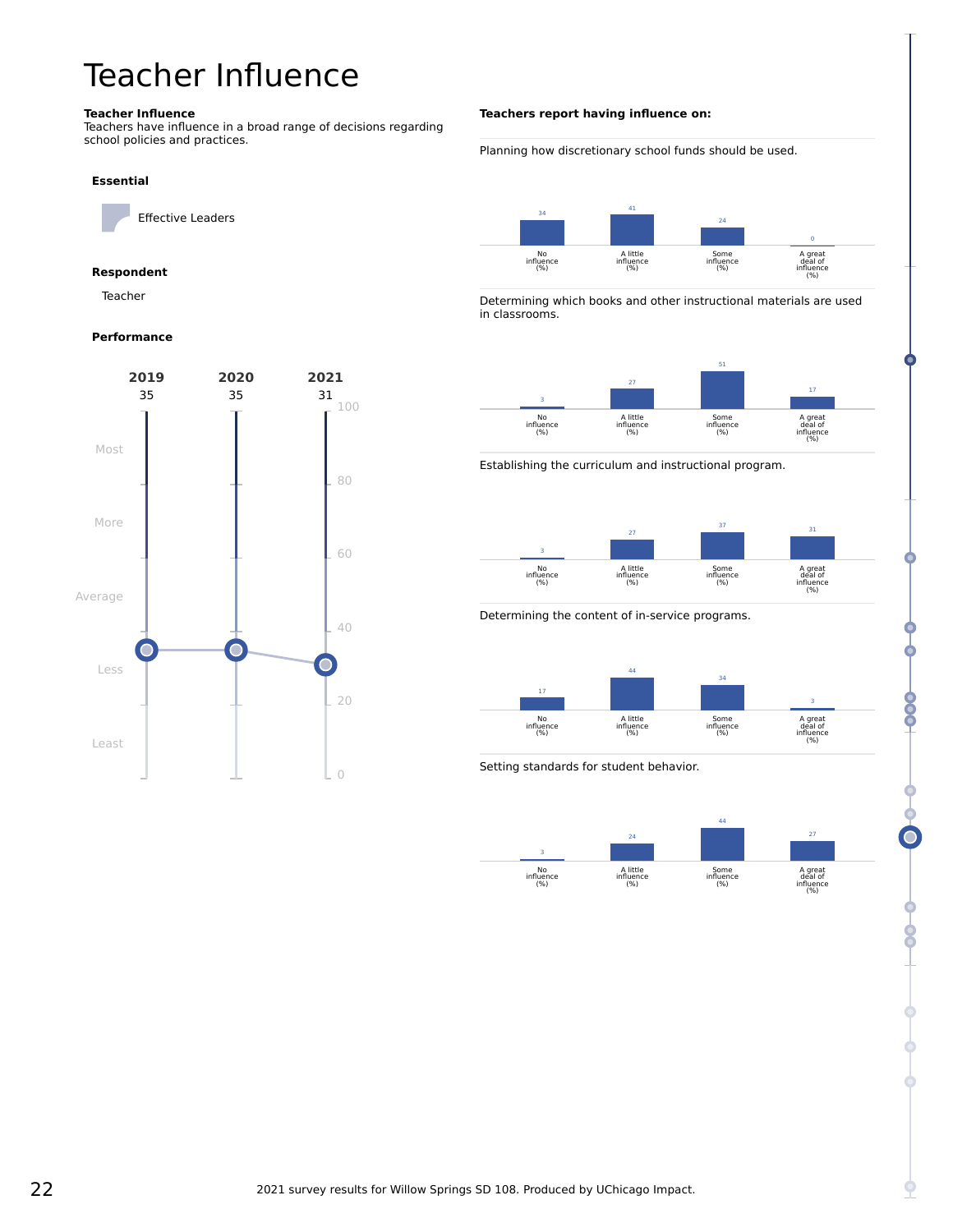# Teacher Influence

**Teacher Influence**
Teachers have influence in a broad range of decisions regarding school policies and practices.

**Essential**

Effective Leaders

**Respondent**

Teacher

**Performance**

| 2019 | 2020 | 2021 |
| --- | --- | --- |
| 35 | 35 | 31 |

**Teachers report having influence on:**

Planning how discretionary school funds should be used.

| No influence (%) | A little influence (%) | Some influence (%) | A great deal of influence (%) |
| --- | --- | --- | --- |
| 34 | 41 | 24 | 0 |

Determining which books and other instructional materials are used in classrooms.

| No influence (%) | A little influence (%) | Some influence (%) | A great deal of influence (%) |
| --- | --- | --- | --- |
| 3 | 27 | 51 | 17 |

Establishing the curriculum and instructional program.

| No influence (%) | A little influence (%) | Some influence (%) | A great deal of influence (%) |
| --- | --- | --- | --- |
| 3 | 27 | 37 | 31 |

Determining the content of in-service programs.

| No influence (%) | A little influence (%) | Some influence (%) | A great deal of influence (%) |
| --- | --- | --- | --- |
| 17 | 44 | 34 | 3 |

Setting standards for student behavior.

| No influence (%) | A little influence (%) | Some influence (%) | A great deal of influence (%) |
| --- | --- | --- | --- |
| 3 | 24 | 44 | 27 |

2021 survey results for Willow Springs SD 108. Produced by UChicago Impact.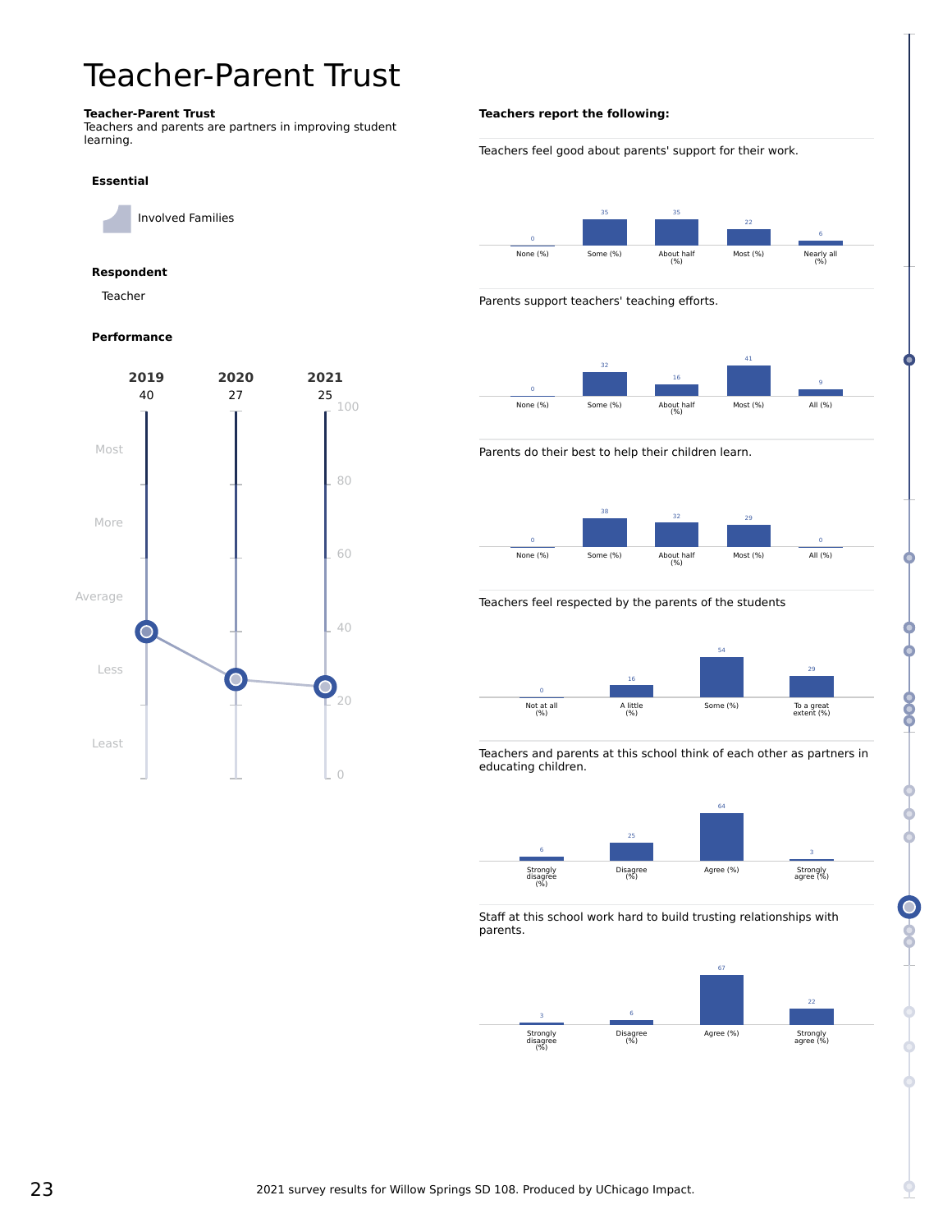# Teacher-Parent Trust

**Teacher-Parent Trust**
Teachers and parents are partners in improving student learning.

**Essential**

Involved Families

**Respondent**

Teacher

**Performance**

| 2019 | 2020 | 2021 |
|---|---|---|
| 40 | 27 | 25 |

**Teachers report the following:**

Teachers feel good about parents' support for their work.

| None (%) | Some (%) | About half (%) | Most (%) | Nearly all (%) |
|---|---|---|---|---|
| 0 | 35 | 35 | 22 | 6 |

Parents support teachers' teaching efforts.

| None (%) | Some (%) | About half (%) | Most (%) | All (%) |
|---|---|---|---|---|
| 0 | 32 | 16 | 41 | 9 |

Parents do their best to help their children learn.

| None (%) | Some (%) | About half (%) | Most (%) | All (%) |
|---|---|---|---|---|
| 0 | 38 | 32 | 29 | 0 |

Teachers feel respected by the parents of the students

| Not at all (%) | A little (%) | Some (%) | To a great extent (%) |
|---|---|---|---|
| 0 | 16 | 54 | 29 |

Teachers and parents at this school think of each other as partners in educating children.

| Strongly disagree (%) | Disagree (%) | Agree (%) | Strongly agree (%) |
|---|---|---|---|
| 6 | 25 | 64 | 3 |

Staff at this school work hard to build trusting relationships with parents.

| Strongly disagree (%) | Disagree (%) | Agree (%) | Strongly agree (%) |
|---|---|---|---|
| 3 | 6 | 67 | 22 |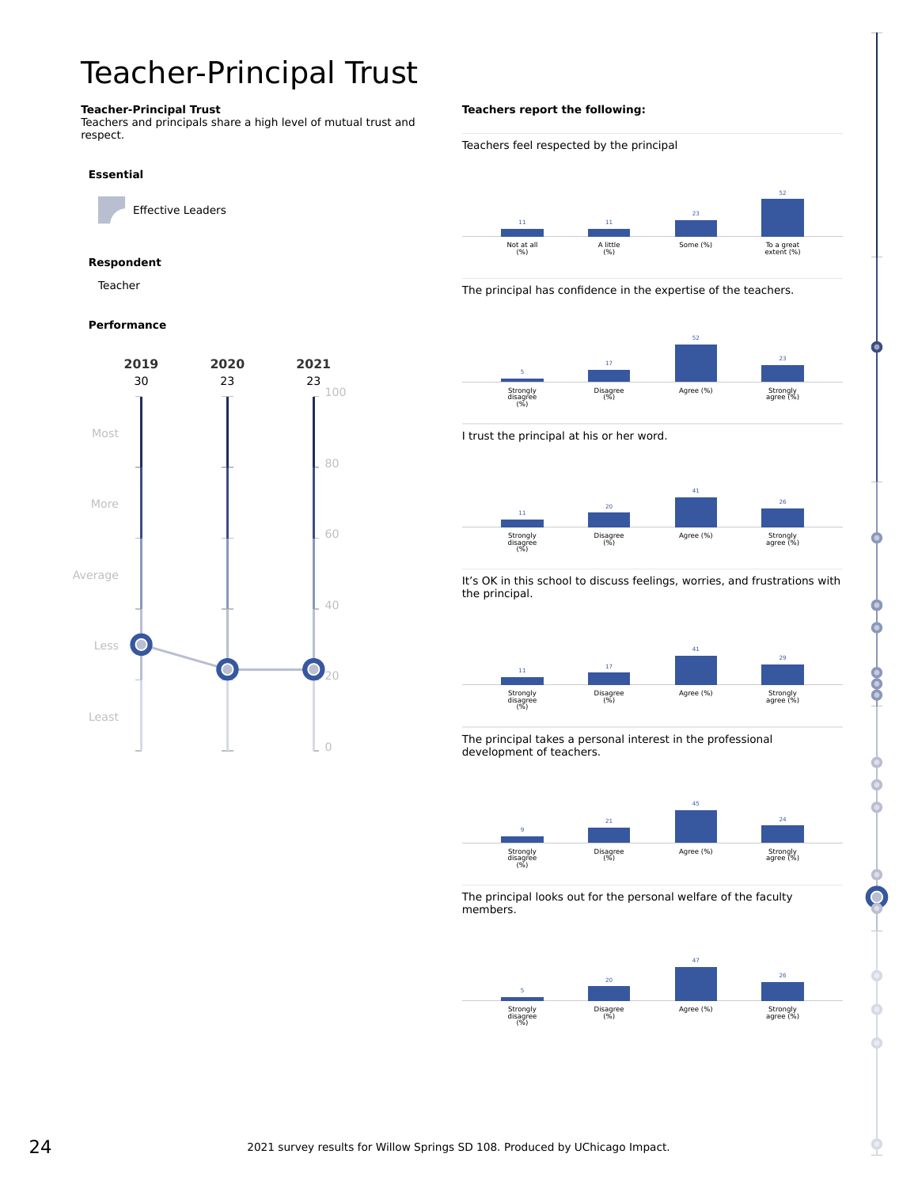# Teacher-Principal Trust

**Teacher-Principal Trust**
Teachers and principals share a high level of mutual trust and respect.

**Essential**

Effective Leaders

**Respondent**

Teacher

**Performance**

| 2019 | 2020 | 2021 |
|---|---|---|
| 30 | 23 | 23 |

**Teachers report the following:**

Teachers feel respected by the principal

| Not at all (%) | A little (%) | Some (%) | To a great extent (%) |
|---|---|---|---|
| 11 | 11 | 23 | 52 |

The principal has confidence in the expertise of the teachers.

| Strongly disagree (%) | Disagree (%) | Agree (%) | Strongly agree (%) |
|---|---|---|---|
| 5 | 17 | 52 | 23 |

I trust the principal at his or her word.

| Strongly disagree (%) | Disagree (%) | Agree (%) | Strongly agree (%) |
|---|---|---|---|
| 11 | 20 | 41 | 26 |

It's OK in this school to discuss feelings, worries, and frustrations with the principal.

| Strongly disagree (%) | Disagree (%) | Agree (%) | Strongly agree (%) |
|---|---|---|---|
| 11 | 17 | 41 | 29 |

The principal takes a personal interest in the professional development of teachers.

| Strongly disagree (%) | Disagree (%) | Agree (%) | Strongly agree (%) |
|---|---|---|---|
| 9 | 21 | 45 | 24 |

The principal looks out for the personal welfare of the faculty members.

| Strongly disagree (%) | Disagree (%) | Agree (%) | Strongly agree (%) |
|---|---|---|---|
| 5 | 20 | 47 | 26 |

2021 survey results for Willow Springs SD 108. Produced by UChicago Impact.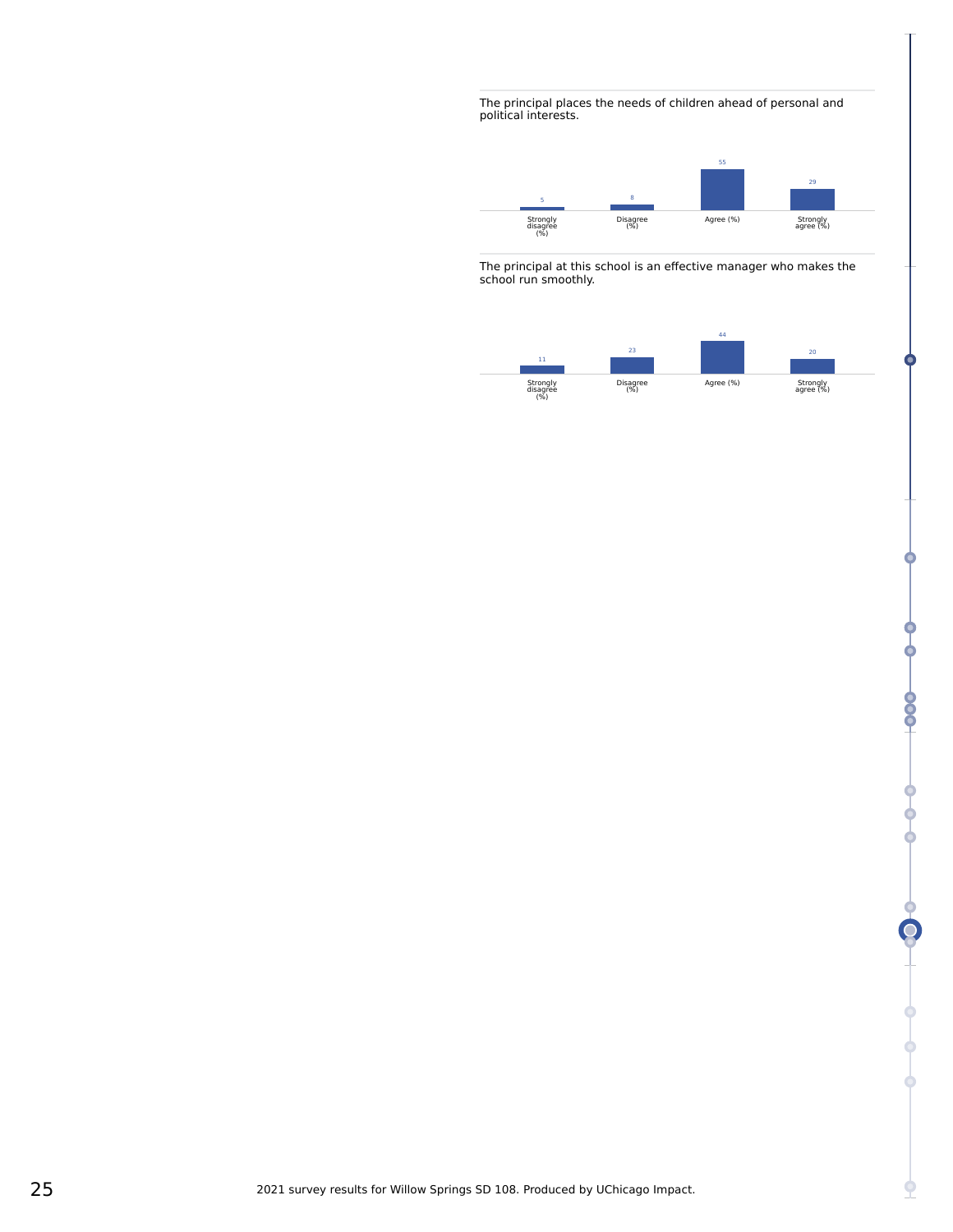The principal places the needs of children ahead of personal and political interests.

| Strongly disagree (%) | Disagree (%) | Agree (%) | Strongly agree (%) |
|---|---|---|---|
| 5 | 8 | 55 | 29 |

The principal at this school is an effective manager who makes the school run smoothly.

| Strongly disagree (%) | Disagree (%) | Agree (%) | Strongly agree (%) |
|---|---|---|---|
| 11 | 23 | 44 | 20 |

2021 survey results for Willow Springs SD 108. Produced by UChicago Impact.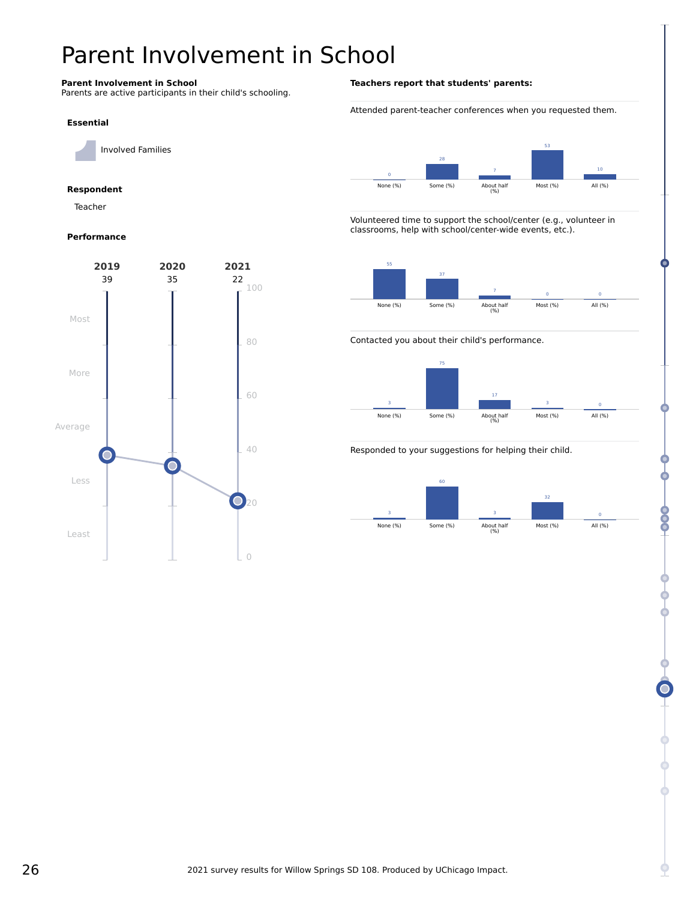# Parent Involvement in School

**Parent Involvement in School**
Parents are active participants in their child's schooling.

**Essential**

Involved Families

**Respondent**

Teacher

**Performance**

| 2019 | 2020 | 2021 |
|---|---|---|
| 39 | 35 | 22 |

**Teachers report that students' parents:**

Attended parent-teacher conferences when you requested them.

| None (%) | Some (%) | About half (%) | Most (%) | All (%) |
|---|---|---|---|---|
| 0 | 28 | 7 | 53 | 10 |

Volunteered time to support the school/center (e.g., volunteer in classrooms, help with school/center-wide events, etc.).

| None (%) | Some (%) | About half (%) | Most (%) | All (%) |
|---|---|---|---|---|
| 55 | 37 | 7 | 0 | 0 |

Contacted you about their child's performance.

| None (%) | Some (%) | About half (%) | Most (%) | All (%) |
|---|---|---|---|---|
| 3 | 75 | 17 | 3 | 0 |

Responded to your suggestions for helping their child.

| None (%) | Some (%) | About half (%) | Most (%) | All (%) |
|---|---|---|---|---|
| 3 | 60 | 3 | 32 | 0 |

2021 survey results for Willow Springs SD 108. Produced by UChicago Impact.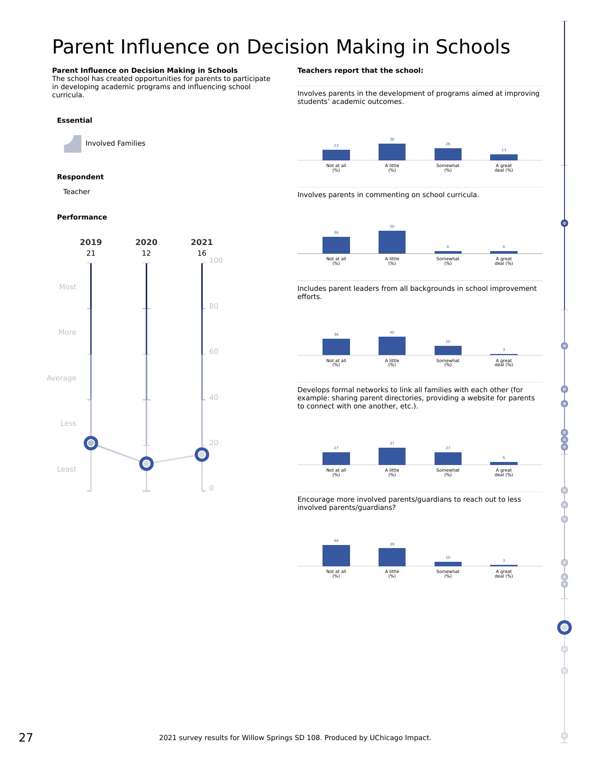# Parent Influence on Decision Making in Schools

**Parent Influence on Decision Making in Schools**
The school has created opportunities for parents to participate in developing academic programs and influencing school curricula.

**Essential**

Involved Families

**Respondent**

Teacher

**Performance**

| 2019 | 2020 | 2021 |
|---|---|---|
| 21 | 12 | 16 |

**Teachers report that the school:**

Involves parents in the development of programs aimed at improving students' academic outcomes.

| Not at all (%) | A little (%) | Somewhat (%) | A great deal (%) |
|---|---|---|---|
| 23 | 36 | 26 | 13 |

Involves parents in commenting on school curricula.

| Not at all (%) | A little (%) | Somewhat (%) | A great deal (%) |
|---|---|---|---|
| 36 | 50 | 6 | 6 |

Includes parent leaders from all backgrounds in school improvement efforts.

| Not at all (%) | A little (%) | Somewhat (%) | A great deal (%) |
|---|---|---|---|
| 36 | 40 | 20 | 3 |

Develops formal networks to link all families with each other (for example: sharing parent directories, providing a website for parents to connect with one another, etc.).

| Not at all (%) | A little (%) | Somewhat (%) | A great deal (%) |
|---|---|---|---|
| 27 | 37 | 27 | 6 |

Encourage more involved parents/guardians to reach out to less involved parents/guardians?

| Not at all (%) | A little (%) | Somewhat (%) | A great deal (%) |
|---|---|---|---|
| 46 | 39 | 10 | 3 |

2021 survey results for Willow Springs SD 108. Produced by UChicago Impact.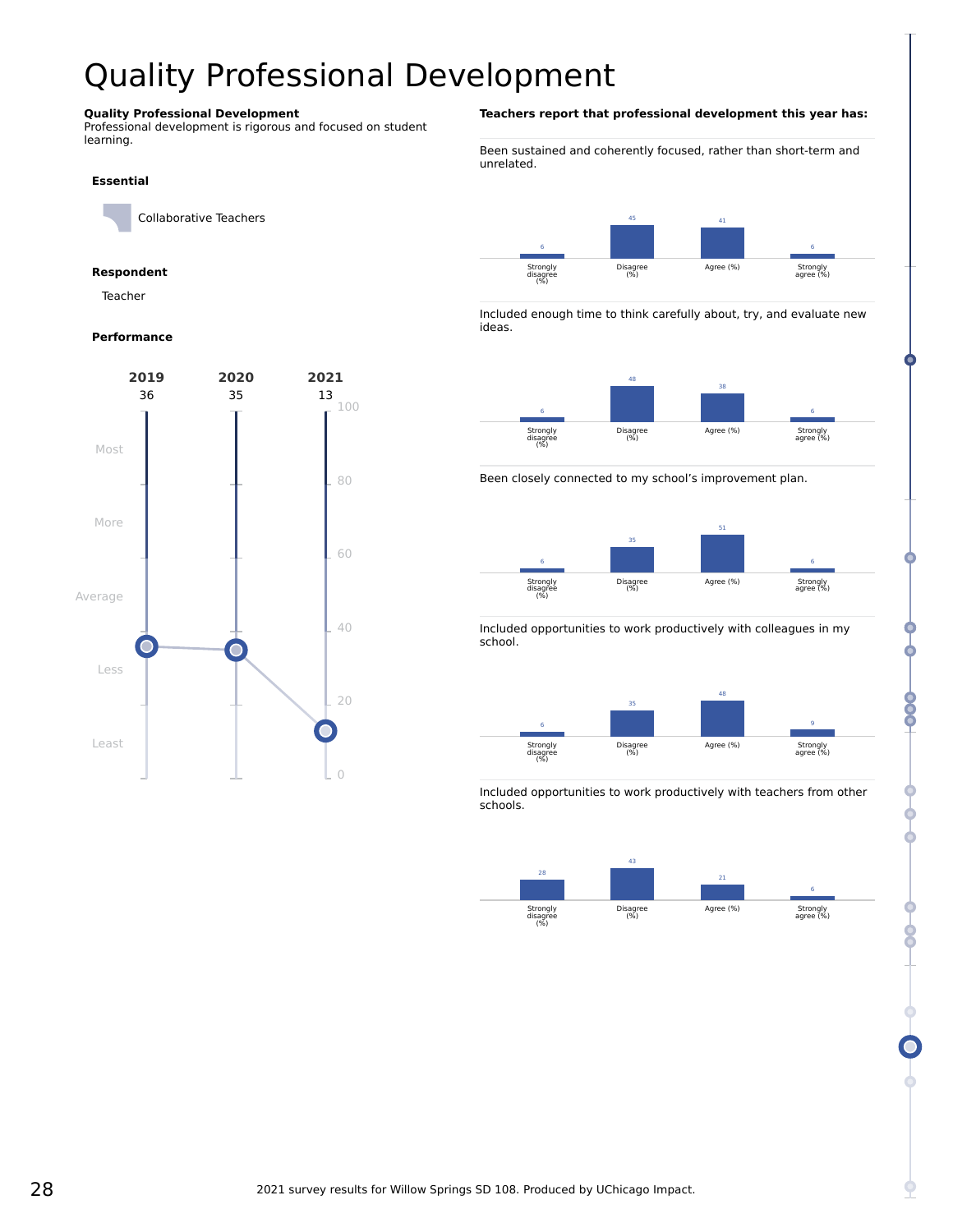# Quality Professional Development

**Quality Professional Development**
Professional development is rigorous and focused on student learning.

**Essential**

Collaborative Teachers

**Respondent**

Teacher

**Performance**

| | 2019 | 2020 | 2021 |
|---|---|---|---|
| Score | 36 | 35 | 13 |

**Teachers report that professional development this year has:**

Been sustained and coherently focused, rather than short-term and unrelated.

| Strongly disagree (%) | Disagree (%) | Agree (%) | Strongly agree (%) |
|---|---|---|---|
| 6 | 45 | 41 | 6 |

Included enough time to think carefully about, try, and evaluate new ideas.

| Strongly disagree (%) | Disagree (%) | Agree (%) | Strongly agree (%) |
|---|---|---|---|
| 6 | 48 | 38 | 6 |

Been closely connected to my school's improvement plan.

| Strongly disagree (%) | Disagree (%) | Agree (%) | Strongly agree (%) |
|---|---|---|---|
| 6 | 35 | 51 | 6 |

Included opportunities to work productively with colleagues in my school.

| Strongly disagree (%) | Disagree (%) | Agree (%) | Strongly agree (%) |
|---|---|---|---|
| 6 | 35 | 48 | 9 |

Included opportunities to work productively with teachers from other schools.

| Strongly disagree (%) | Disagree (%) | Agree (%) | Strongly agree (%) |
|---|---|---|---|
| 28 | 43 | 21 | 6 |

2021 survey results for Willow Springs SD 108. Produced by UChicago Impact.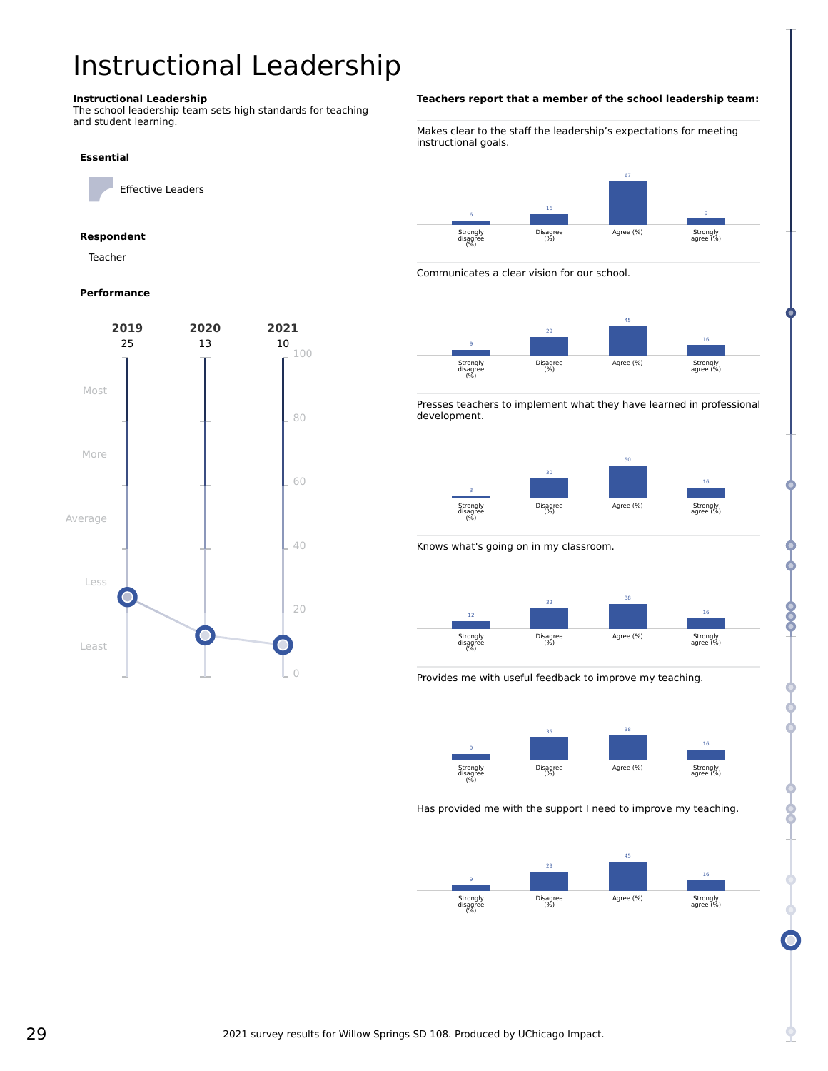# Instructional Leadership

**Instructional Leadership**
The school leadership team sets high standards for teaching and student learning.

**Essential**

Effective Leaders

**Respondent**

Teacher

**Performance**

| | 2019 | 2020 | 2021 |
|---|---|---|---|
| Score | 25 | 13 | 10 |

Scale: Most (80–100), More (60–80), Average (40–60), Less (20–40), Least (0–20)

**Teachers report that a member of the school leadership team:**

| Item | Strongly disagree (%) | Disagree (%) | Agree (%) | Strongly agree (%) |
|---|---|---|---|---|
| Makes clear to the staff the leadership's expectations for meeting instructional goals. | 6 | 16 | 67 | 9 |
| Communicates a clear vision for our school. | 9 | 29 | 45 | 16 |
| Presses teachers to implement what they have learned in professional development. | 3 | 30 | 50 | 16 |
| Knows what's going on in my classroom. | 12 | 32 | 38 | 16 |
| Provides me with useful feedback to improve my teaching. | 9 | 35 | 38 | 16 |
| Has provided me with the support I need to improve my teaching. | 9 | 29 | 45 | 16 |

2021 survey results for Willow Springs SD 108. Produced by UChicago Impact.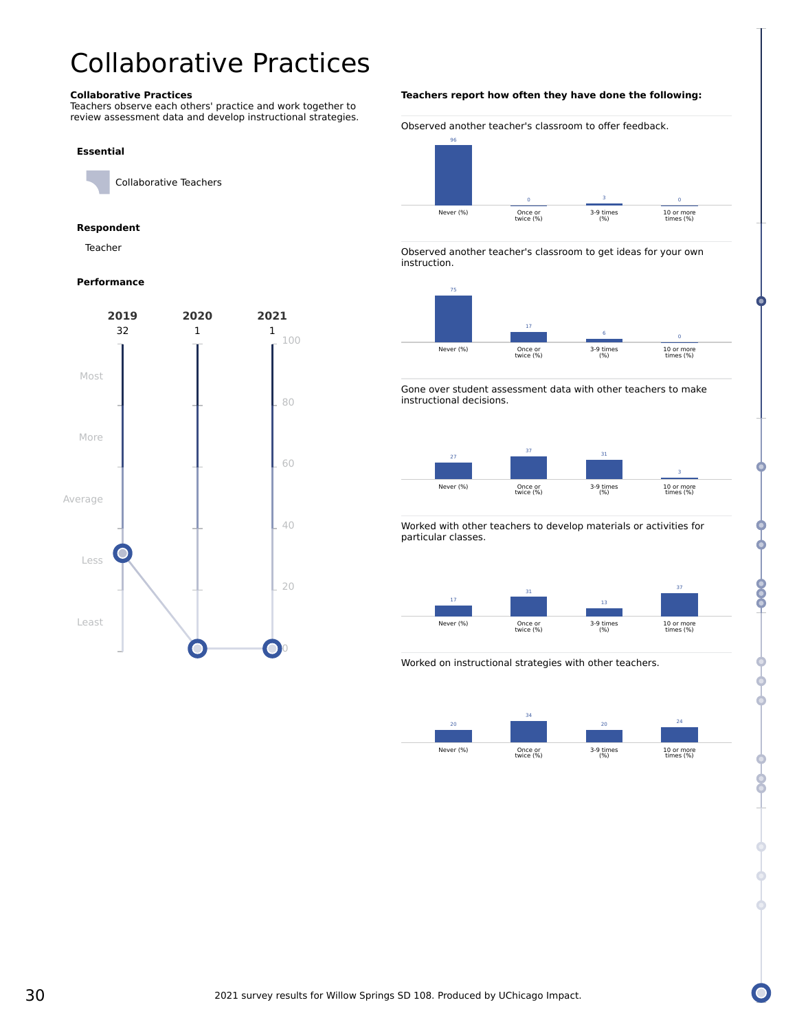# Collaborative Practices

**Collaborative Practices**
Teachers observe each others' practice and work together to review assessment data and develop instructional strategies.

**Essential**

Collaborative Teachers

**Respondent**

Teacher

**Performance**

| | 2019 | 2020 | 2021 |
|---|---|---|---|
| Score | 32 | 1 | 1 |

**Teachers report how often they have done the following:**

Observed another teacher's classroom to offer feedback.

| Never (%) | Once or twice (%) | 3-9 times (%) | 10 or more times (%) |
|---|---|---|---|
| 96 | 0 | 3 | 0 |

Observed another teacher's classroom to get ideas for your own instruction.

| Never (%) | Once or twice (%) | 3-9 times (%) | 10 or more times (%) |
|---|---|---|---|
| 75 | 17 | 6 | 0 |

Gone over student assessment data with other teachers to make instructional decisions.

| Never (%) | Once or twice (%) | 3-9 times (%) | 10 or more times (%) |
|---|---|---|---|
| 27 | 37 | 31 | 3 |

Worked with other teachers to develop materials or activities for particular classes.

| Never (%) | Once or twice (%) | 3-9 times (%) | 10 or more times (%) |
|---|---|---|---|
| 17 | 31 | 13 | 37 |

Worked on instructional strategies with other teachers.

| Never (%) | Once or twice (%) | 3-9 times (%) | 10 or more times (%) |
|---|---|---|---|
| 20 | 34 | 20 | 24 |

2021 survey results for Willow Springs SD 108. Produced by UChicago Impact.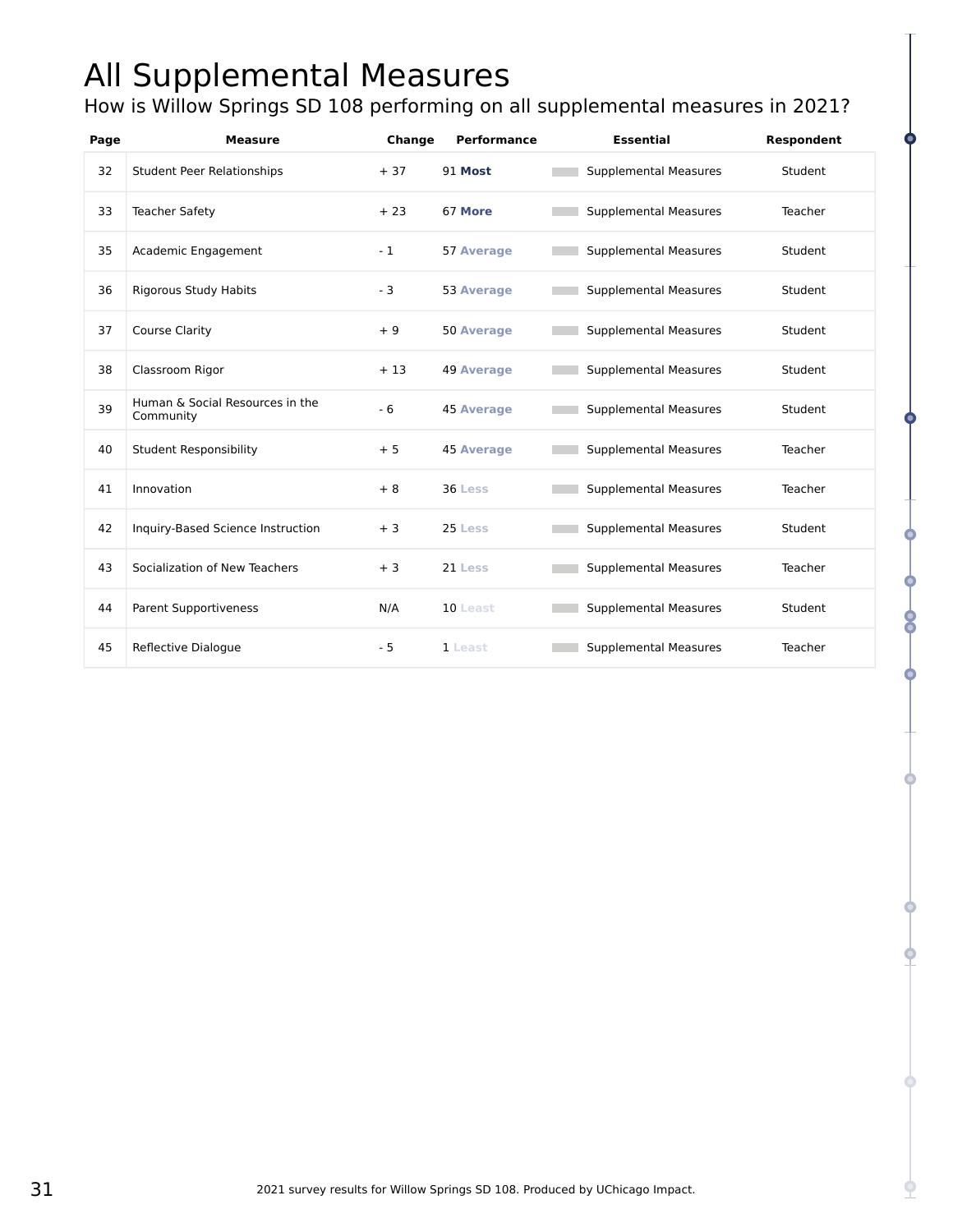# All Supplemental Measures

## How is Willow Springs SD 108 performing on all supplemental measures in 2021?

| Page | Measure | Change | Performance | Essential | Respondent |
|---|---|---|---|---|---|
| 32 | Student Peer Relationships | + 37 | 91 **Most** | Supplemental Measures | Student |
| 33 | Teacher Safety | + 23 | 67 **More** | Supplemental Measures | Teacher |
| 35 | Academic Engagement | - 1 | 57 **Average** | Supplemental Measures | Student |
| 36 | Rigorous Study Habits | - 3 | 53 **Average** | Supplemental Measures | Student |
| 37 | Course Clarity | + 9 | 50 **Average** | Supplemental Measures | Student |
| 38 | Classroom Rigor | + 13 | 49 **Average** | Supplemental Measures | Student |
| 39 | Human & Social Resources in the Community | - 6 | 45 **Average** | Supplemental Measures | Student |
| 40 | Student Responsibility | + 5 | 45 **Average** | Supplemental Measures | Teacher |
| 41 | Innovation | + 8 | 36 **Less** | Supplemental Measures | Teacher |
| 42 | Inquiry-Based Science Instruction | + 3 | 25 **Less** | Supplemental Measures | Student |
| 43 | Socialization of New Teachers | + 3 | 21 **Less** | Supplemental Measures | Teacher |
| 44 | Parent Supportiveness | N/A | 10 **Least** | Supplemental Measures | Student |
| 45 | Reflective Dialogue | - 5 | 1 **Least** | Supplemental Measures | Teacher |

2021 survey results for Willow Springs SD 108. Produced by UChicago Impact.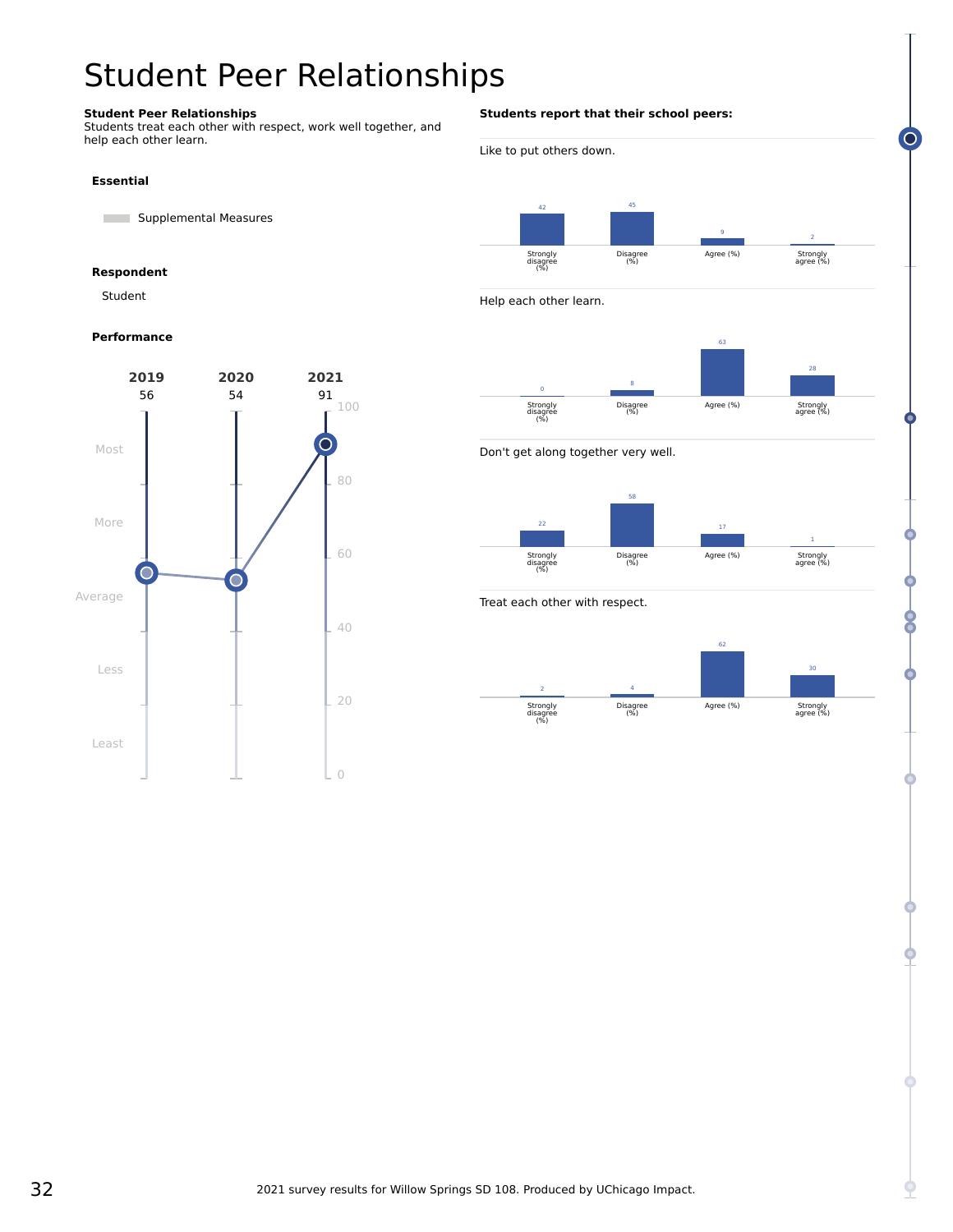# Student Peer Relationships

**Student Peer Relationships**
Students treat each other with respect, work well together, and help each other learn.

**Essential**

Supplemental Measures

**Respondent**

Student

**Performance**

| | 2019 | 2020 | 2021 |
|---|---|---|---|
| Score | 56 | 54 | 91 |

Most / More / Average / Less / Least

**Students report that their school peers:**

Like to put others down.

| Strongly disagree (%) | Disagree (%) | Agree (%) | Strongly agree (%) |
|---|---|---|---|
| 42 | 45 | 9 | 2 |

Help each other learn.

| Strongly disagree (%) | Disagree (%) | Agree (%) | Strongly agree (%) |
|---|---|---|---|
| 0 | 8 | 63 | 28 |

Don't get along together very well.

| Strongly disagree (%) | Disagree (%) | Agree (%) | Strongly agree (%) |
|---|---|---|---|
| 22 | 58 | 17 | 1 |

Treat each other with respect.

| Strongly disagree (%) | Disagree (%) | Agree (%) | Strongly agree (%) |
|---|---|---|---|
| 2 | 4 | 62 | 30 |

2021 survey results for Willow Springs SD 108. Produced by UChicago Impact.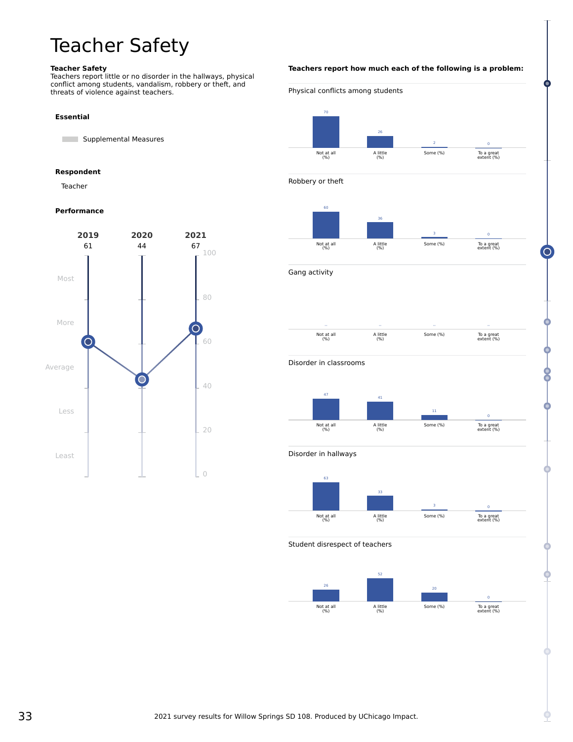# Teacher Safety

**Teacher Safety**
Teachers report little or no disorder in the hallways, physical conflict among students, vandalism, robbery or theft, and threats of violence against teachers.

**Essential**

Supplemental Measures

**Respondent**

Teacher

**Performance**

| 2019 | 2020 | 2021 |
|---|---|---|
| 61 | 44 | 67 |

**Teachers report how much each of the following is a problem:**

| Item | Not at all (%) | A little (%) | Some (%) | To a great extent (%) |
|---|---|---|---|---|
| Physical conflicts among students | 70 | 26 | 2 | 0 |
| Robbery or theft | 60 | 36 | 3 | 0 |
| Gang activity | -- | -- | -- | -- |
| Disorder in classrooms | 47 | 41 | 11 | 0 |
| Disorder in hallways | 63 | 33 | 3 | 0 |
| Student disrespect of teachers | 26 | 52 | 20 | 0 |

2021 survey results for Willow Springs SD 108. Produced by UChicago Impact.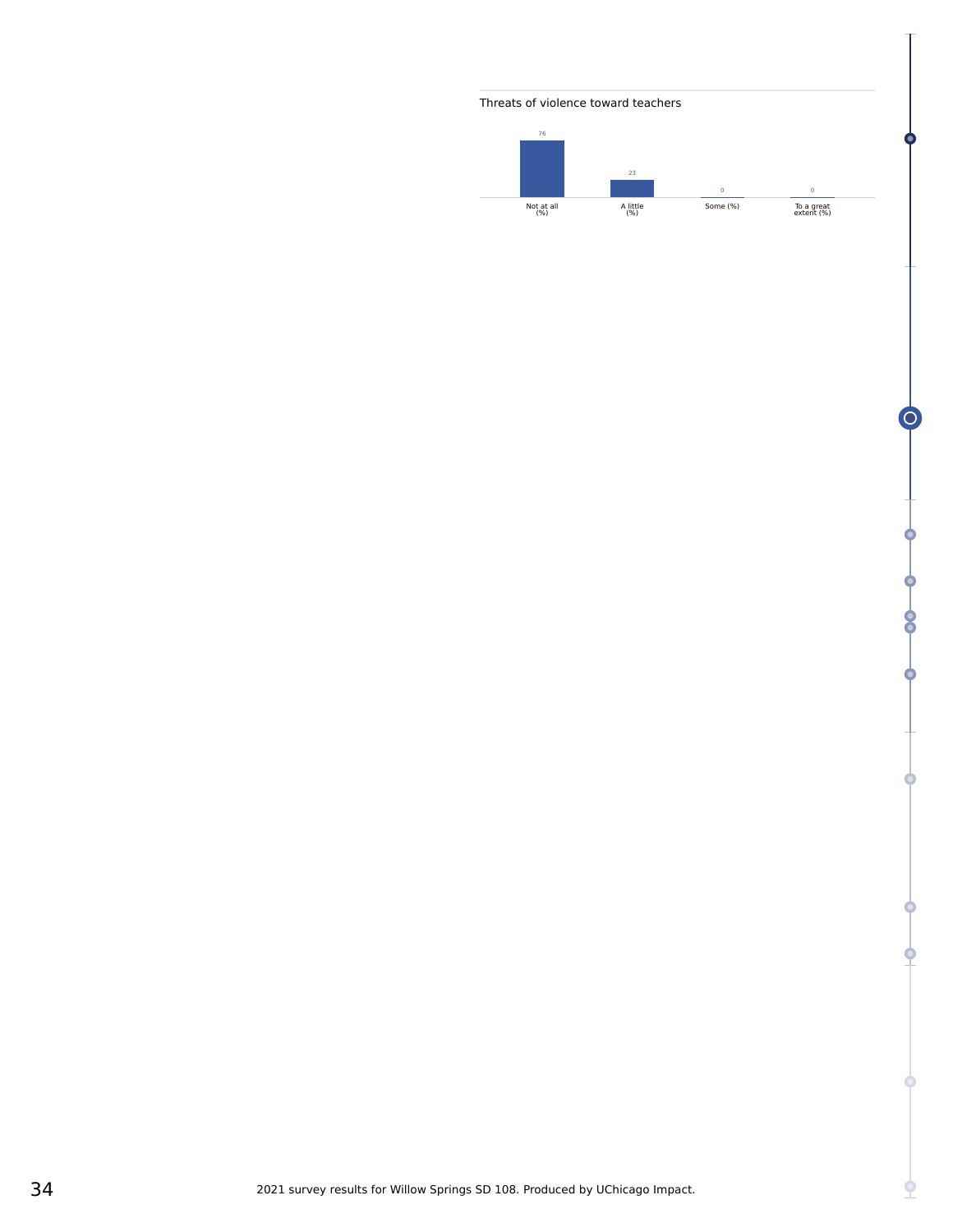Threats of violence toward teachers

| Not at all (%) | A little (%) | Some (%) | To a great extent (%) |
|---|---|---|---|
| 76 | 23 | 0 | 0 |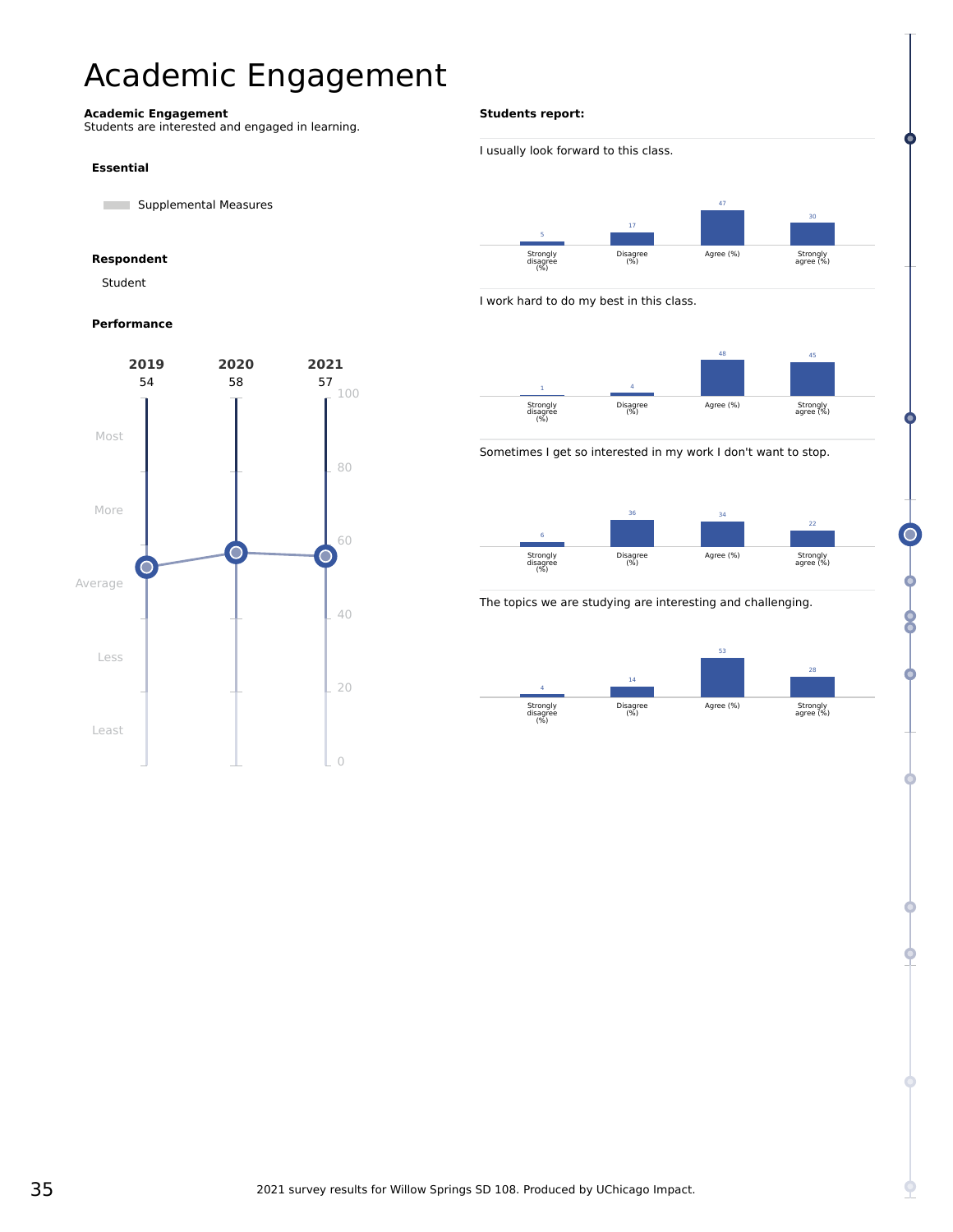# Academic Engagement

**Academic Engagement**
Students are interested and engaged in learning.

**Essential**

Supplemental Measures

**Respondent**

Student

**Performance**

| 2019 | 2020 | 2021 |
|---|---|---|
| 54 | 58 | 57 |

**Students report:**

I usually look forward to this class.

| Strongly disagree (%) | Disagree (%) | Agree (%) | Strongly agree (%) |
|---|---|---|---|
| 5 | 17 | 47 | 30 |

I work hard to do my best in this class.

| Strongly disagree (%) | Disagree (%) | Agree (%) | Strongly agree (%) |
|---|---|---|---|
| 1 | 4 | 48 | 45 |

Sometimes I get so interested in my work I don't want to stop.

| Strongly disagree (%) | Disagree (%) | Agree (%) | Strongly agree (%) |
|---|---|---|---|
| 6 | 36 | 34 | 22 |

The topics we are studying are interesting and challenging.

| Strongly disagree (%) | Disagree (%) | Agree (%) | Strongly agree (%) |
|---|---|---|---|
| 4 | 14 | 53 | 28 |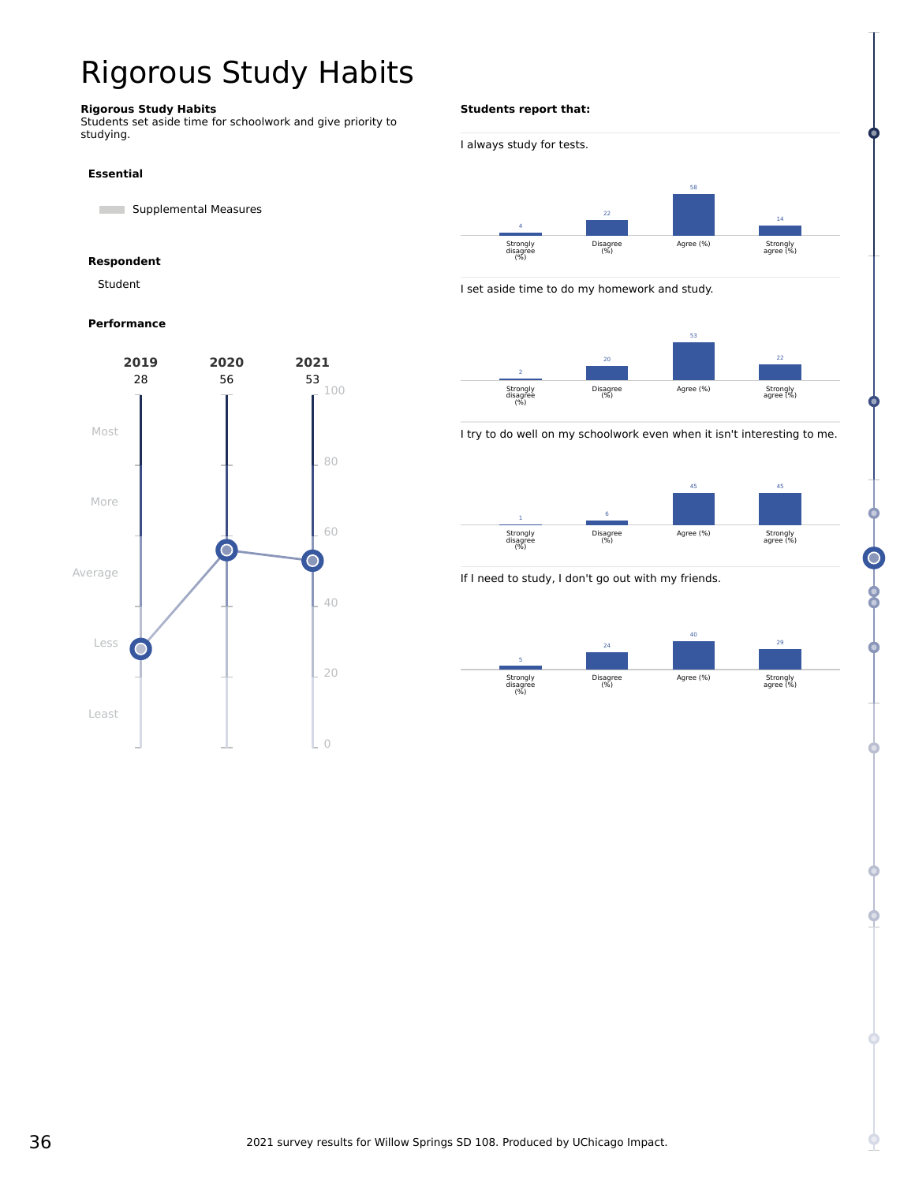# Rigorous Study Habits

**Rigorous Study Habits**
Students set aside time for schoolwork and give priority to studying.

**Essential**

Supplemental Measures

**Respondent**

Student

**Performance**

| 2019 | 2020 | 2021 |
|---|---|---|
| 28 | 56 | 53 |

**Students report that:**

I always study for tests.

| Strongly disagree (%) | Disagree (%) | Agree (%) | Strongly agree (%) |
|---|---|---|---|
| 4 | 22 | 58 | 14 |

I set aside time to do my homework and study.

| Strongly disagree (%) | Disagree (%) | Agree (%) | Strongly agree (%) |
|---|---|---|---|
| 2 | 20 | 53 | 22 |

I try to do well on my schoolwork even when it isn't interesting to me.

| Strongly disagree (%) | Disagree (%) | Agree (%) | Strongly agree (%) |
|---|---|---|---|
| 1 | 6 | 45 | 45 |

If I need to study, I don't go out with my friends.

| Strongly disagree (%) | Disagree (%) | Agree (%) | Strongly agree (%) |
|---|---|---|---|
| 5 | 24 | 40 | 29 |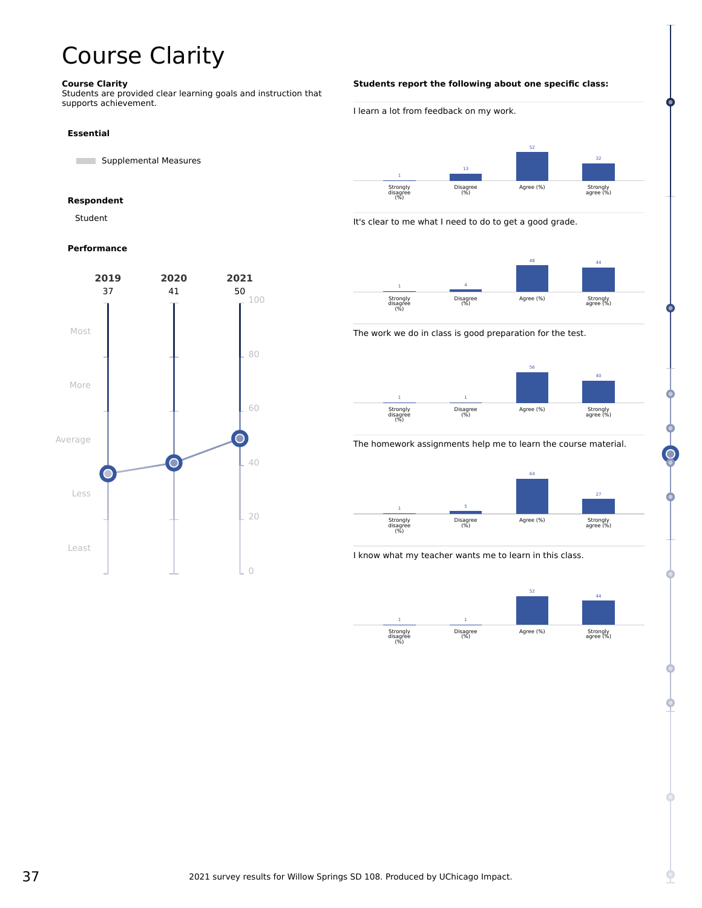# Course Clarity

**Course Clarity**
Students are provided clear learning goals and instruction that supports achievement.

**Essential**

Supplemental Measures

**Respondent**

Student

**Performance**

| 2019 | 2020 | 2021 |
|---|---|---|
| 37 | 41 | 50 |

**Students report the following about one specific class:**

| Question | Strongly disagree (%) | Disagree (%) | Agree (%) | Strongly agree (%) |
|---|---|---|---|---|
| I learn a lot from feedback on my work. | 1 | 13 | 52 | 32 |
| It's clear to me what I need to do to get a good grade. | 1 | 4 | 48 | 44 |
| The work we do in class is good preparation for the test. | 1 | 1 | 56 | 40 |
| The homework assignments help me to learn the course material. | 1 | 5 | 64 | 27 |
| I know what my teacher wants me to learn in this class. | 1 | 1 | 52 | 44 |

2021 survey results for Willow Springs SD 108. Produced by UChicago Impact.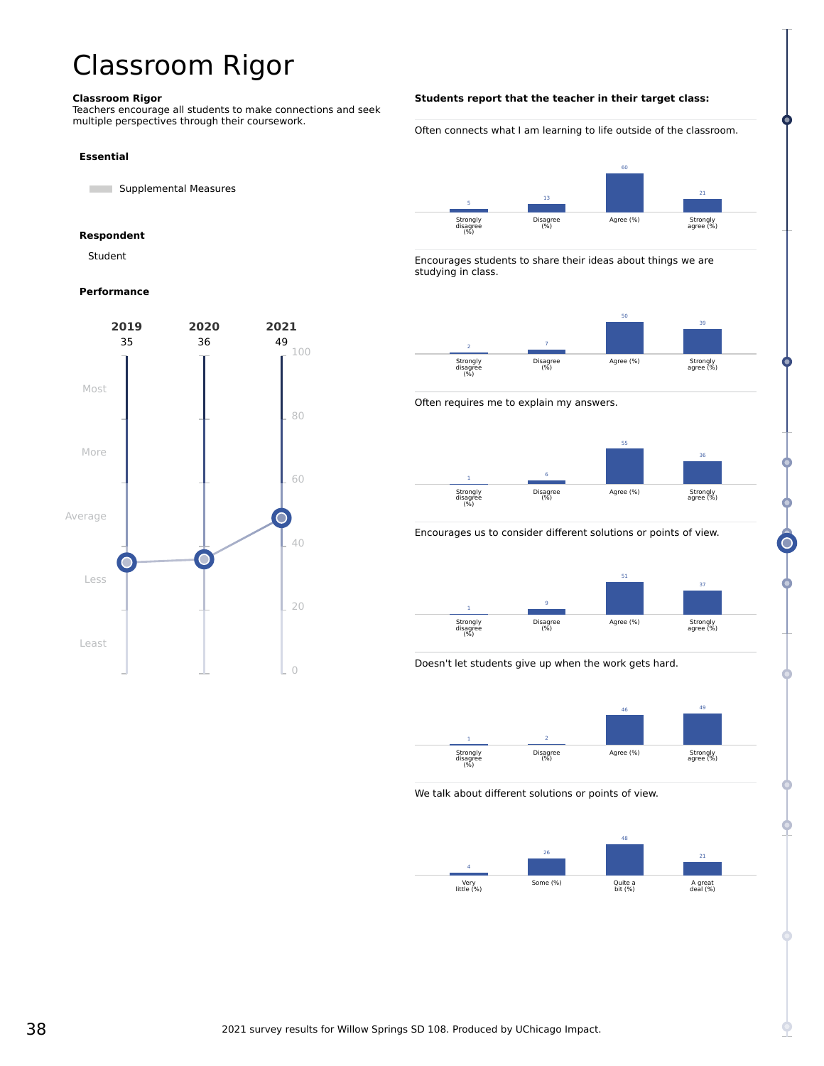# Classroom Rigor

**Classroom Rigor**
Teachers encourage all students to make connections and seek multiple perspectives through their coursework.

**Essential**

Supplemental Measures

**Respondent**

Student

**Performance**

| 2019 | 2020 | 2021 |
|---|---|---|
| 35 | 36 | 49 |

**Students report that the teacher in their target class:**

Often connects what I am learning to life outside of the classroom.

| Strongly disagree (%) | Disagree (%) | Agree (%) | Strongly agree (%) |
|---|---|---|---|
| 5 | 13 | 60 | 21 |

Encourages students to share their ideas about things we are studying in class.

| Strongly disagree (%) | Disagree (%) | Agree (%) | Strongly agree (%) |
|---|---|---|---|
| 2 | 7 | 50 | 39 |

Often requires me to explain my answers.

| Strongly disagree (%) | Disagree (%) | Agree (%) | Strongly agree (%) |
|---|---|---|---|
| 1 | 6 | 55 | 36 |

Encourages us to consider different solutions or points of view.

| Strongly disagree (%) | Disagree (%) | Agree (%) | Strongly agree (%) |
|---|---|---|---|
| 1 | 9 | 51 | 37 |

Doesn't let students give up when the work gets hard.

| Strongly disagree (%) | Disagree (%) | Agree (%) | Strongly agree (%) |
|---|---|---|---|
| 1 | 2 | 46 | 49 |

We talk about different solutions or points of view.

| Very little (%) | Some (%) | Quite a bit (%) | A great deal (%) |
|---|---|---|---|
| 4 | 26 | 48 | 21 |

2021 survey results for Willow Springs SD 108. Produced by UChicago Impact.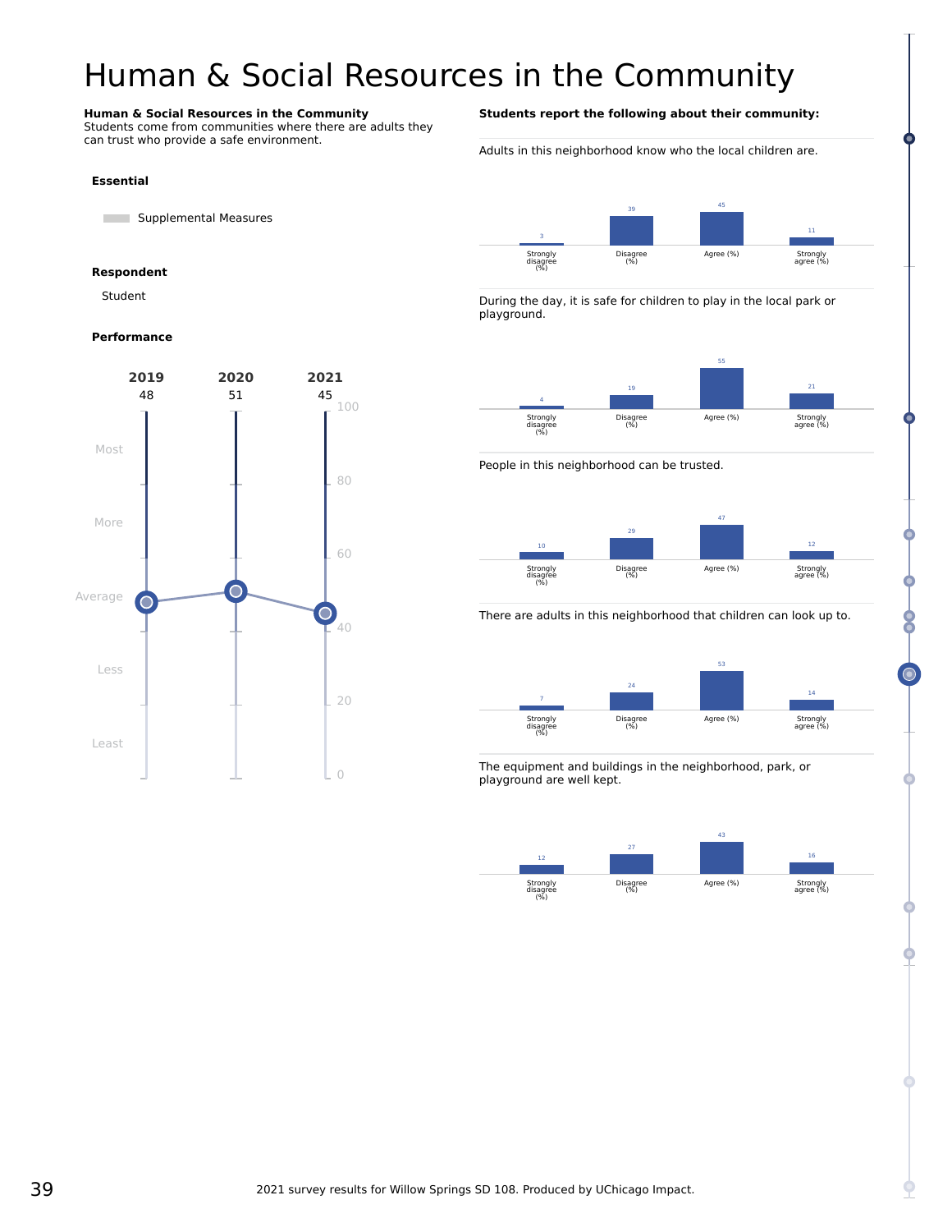# Human & Social Resources in the Community

**Human & Social Resources in the Community**
Students come from communities where there are adults they can trust who provide a safe environment.

**Essential**

Supplemental Measures

**Respondent**

Student

**Performance**

| 2019 | 2020 | 2021 |
|---|---|---|
| 48 | 51 | 45 |

**Students report the following about their community:**

Adults in this neighborhood know who the local children are.

| Strongly disagree (%) | Disagree (%) | Agree (%) | Strongly agree (%) |
|---|---|---|---|
| 3 | 39 | 45 | 11 |

During the day, it is safe for children to play in the local park or playground.

| Strongly disagree (%) | Disagree (%) | Agree (%) | Strongly agree (%) |
|---|---|---|---|
| 4 | 19 | 55 | 21 |

People in this neighborhood can be trusted.

| Strongly disagree (%) | Disagree (%) | Agree (%) | Strongly agree (%) |
|---|---|---|---|
| 10 | 29 | 47 | 12 |

There are adults in this neighborhood that children can look up to.

| Strongly disagree (%) | Disagree (%) | Agree (%) | Strongly agree (%) |
|---|---|---|---|
| 7 | 24 | 53 | 14 |

The equipment and buildings in the neighborhood, park, or playground are well kept.

| Strongly disagree (%) | Disagree (%) | Agree (%) | Strongly agree (%) |
|---|---|---|---|
| 12 | 27 | 43 | 16 |

2021 survey results for Willow Springs SD 108. Produced by UChicago Impact.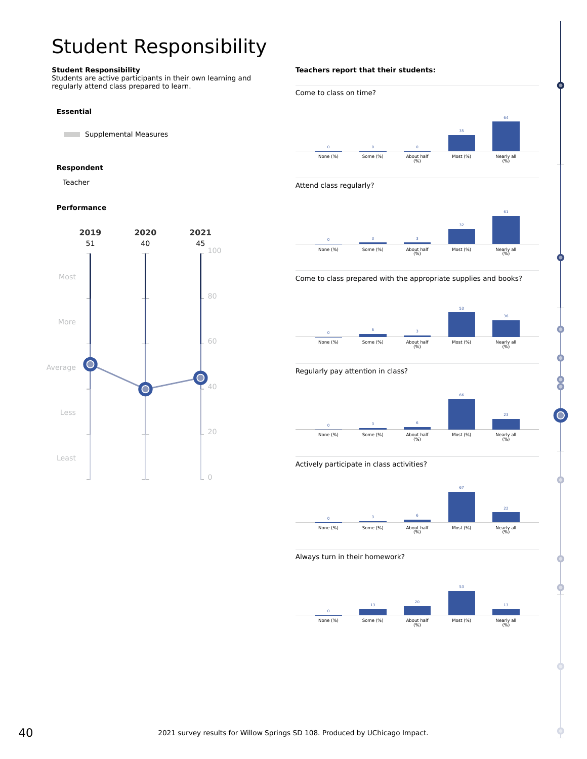# Student Responsibility

**Student Responsibility**
Students are active participants in their own learning and regularly attend class prepared to learn.

**Essential**

Supplemental Measures

**Respondent**

Teacher

**Performance**

| 2019 | 2020 | 2021 |
|---|---|---|
| 51 | 40 | 45 |

**Teachers report that their students:**

Come to class on time?

| None (%) | Some (%) | About half (%) | Most (%) | Nearly all (%) |
|---|---|---|---|---|
| 0 | 0 | 0 | 35 | 64 |

Attend class regularly?

| None (%) | Some (%) | About half (%) | Most (%) | Nearly all (%) |
|---|---|---|---|---|
| 0 | 3 | 3 | 32 | 61 |

Come to class prepared with the appropriate supplies and books?

| None (%) | Some (%) | About half (%) | Most (%) | Nearly all (%) |
|---|---|---|---|---|
| 0 | 6 | 3 | 53 | 36 |

Regularly pay attention in class?

| None (%) | Some (%) | About half (%) | Most (%) | Nearly all (%) |
|---|---|---|---|---|
| 0 | 3 | 6 | 66 | 23 |

Actively participate in class activities?

| None (%) | Some (%) | About half (%) | Most (%) | Nearly all (%) |
|---|---|---|---|---|
| 0 | 3 | 6 | 67 | 22 |

Always turn in their homework?

| None (%) | Some (%) | About half (%) | Most (%) | Nearly all (%) |
|---|---|---|---|---|
| 0 | 13 | 20 | 53 | 13 |

2021 survey results for Willow Springs SD 108. Produced by UChicago Impact.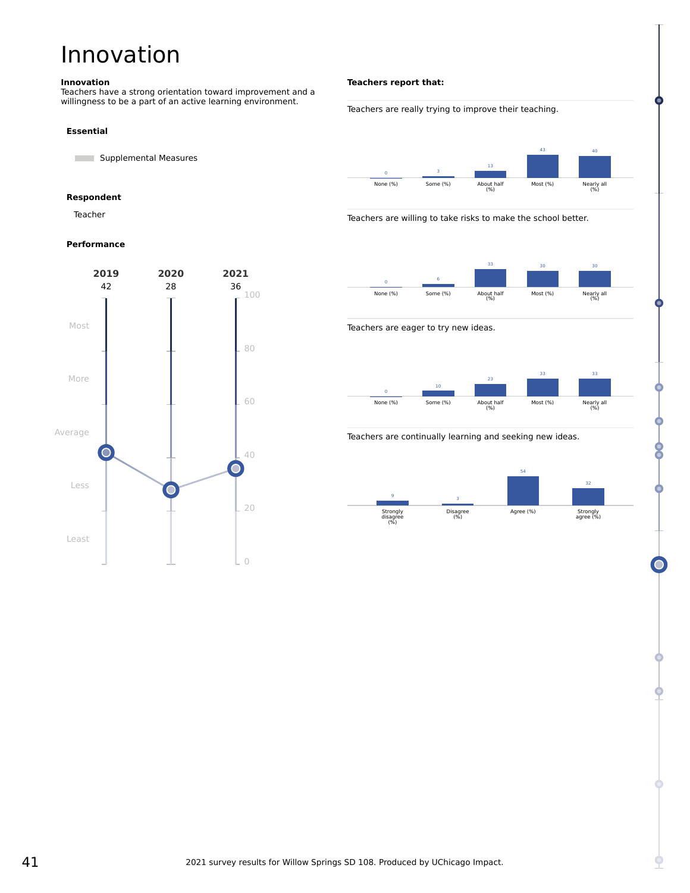# Innovation

**Innovation**
Teachers have a strong orientation toward improvement and a willingness to be a part of an active learning environment.

**Essential**

Supplemental Measures

**Respondent**

Teacher

**Performance**

| | 2019 | 2020 | 2021 |
|---|---|---|---|
| Score | 42 | 28 | 36 |

**Teachers report that:**

Teachers are really trying to improve their teaching.

| None (%) | Some (%) | About half (%) | Most (%) | Nearly all (%) |
|---|---|---|---|---|
| 0 | 3 | 13 | 43 | 40 |

Teachers are willing to take risks to make the school better.

| None (%) | Some (%) | About half (%) | Most (%) | Nearly all (%) |
|---|---|---|---|---|
| 0 | 6 | 33 | 30 | 30 |

Teachers are eager to try new ideas.

| None (%) | Some (%) | About half (%) | Most (%) | Nearly all (%) |
|---|---|---|---|---|
| 0 | 10 | 23 | 33 | 33 |

Teachers are continually learning and seeking new ideas.

| Strongly disagree (%) | Disagree (%) | Agree (%) | Strongly agree (%) |
|---|---|---|---|
| 9 | 3 | 54 | 32 |

2021 survey results for Willow Springs SD 108. Produced by UChicago Impact.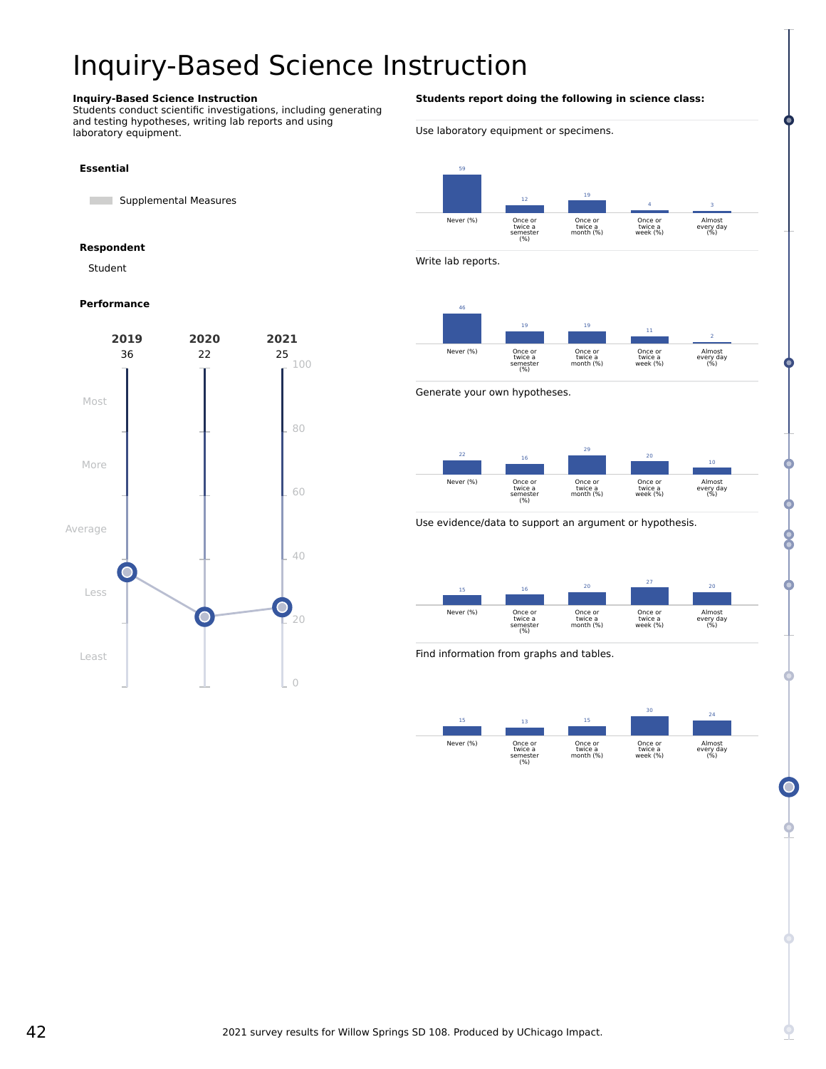# Inquiry-Based Science Instruction

**Inquiry-Based Science Instruction**
Students conduct scientific investigations, including generating and testing hypotheses, writing lab reports and using laboratory equipment.

**Essential**

Supplemental Measures

**Respondent**

Student

**Performance**

| 2019 | 2020 | 2021 |
|---|---|---|
| 36 | 22 | 25 |

**Students report doing the following in science class:**

| Item | Never (%) | Once or twice a semester (%) | Once or twice a month (%) | Once or twice a week (%) | Almost every day (%) |
|---|---|---|---|---|---|
| Use laboratory equipment or specimens. | 59 | 12 | 19 | 4 | 3 |
| Write lab reports. | 46 | 19 | 19 | 11 | 2 |
| Generate your own hypotheses. | 22 | 16 | 29 | 20 | 10 |
| Use evidence/data to support an argument or hypothesis. | 15 | 16 | 20 | 27 | 20 |
| Find information from graphs and tables. | 15 | 13 | 15 | 30 | 24 |

2021 survey results for Willow Springs SD 108. Produced by UChicago Impact.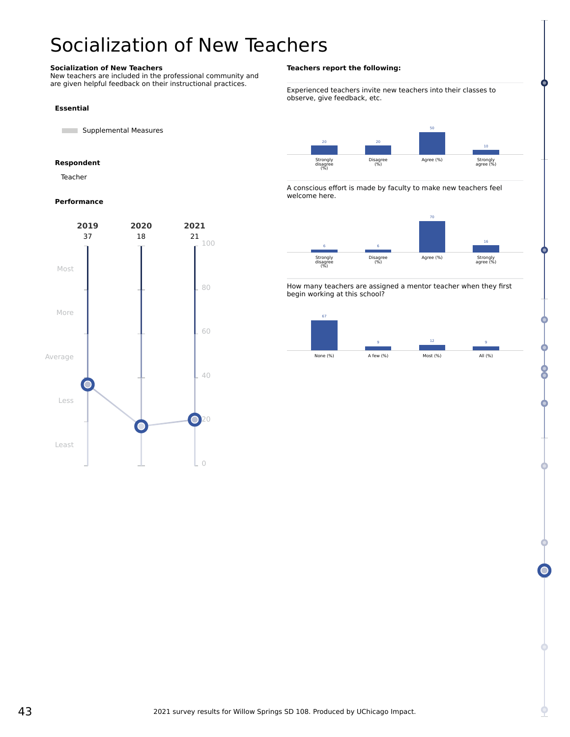# Socialization of New Teachers

**Socialization of New Teachers**
New teachers are included in the professional community and are given helpful feedback on their instructional practices.

**Essential**

Supplemental Measures

**Respondent**

Teacher

**Performance**

| 2019 | 2020 | 2021 |
|---|---|---|
| 37 | 18 | 21 |

**Teachers report the following:**

Experienced teachers invite new teachers into their classes to observe, give feedback, etc.

| Strongly disagree (%) | Disagree (%) | Agree (%) | Strongly agree (%) |
|---|---|---|---|
| 20 | 20 | 50 | 10 |

A conscious effort is made by faculty to make new teachers feel welcome here.

| Strongly disagree (%) | Disagree (%) | Agree (%) | Strongly agree (%) |
|---|---|---|---|
| 6 | 6 | 70 | 16 |

How many teachers are assigned a mentor teacher when they first begin working at this school?

| None (%) | A few (%) | Most (%) | All (%) |
|---|---|---|---|
| 67 | 9 | 12 | 9 |

2021 survey results for Willow Springs SD 108. Produced by UChicago Impact.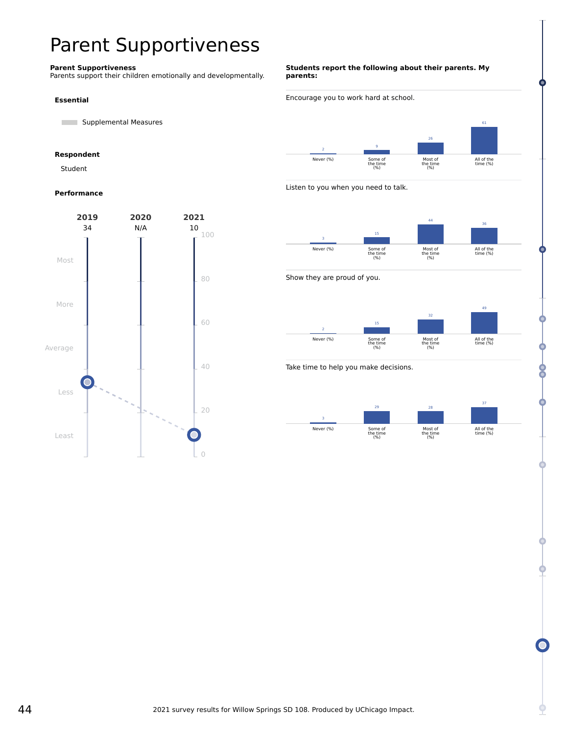# Parent Supportiveness

**Parent Supportiveness**
Parents support their children emotionally and developmentally.

**Essential**

Supplemental Measures

**Respondent**

Student

**Performance**

| 2019 | 2020 | 2021 |
|---|---|---|
| 34 | N/A | 10 |

Most / More / Average / Less / Least

**Students report the following about their parents. My parents:**

Encourage you to work hard at school.

| Never (%) | Some of the time (%) | Most of the time (%) | All of the time (%) |
|---|---|---|---|
| 2 | 9 | 26 | 61 |

Listen to you when you need to talk.

| Never (%) | Some of the time (%) | Most of the time (%) | All of the time (%) |
|---|---|---|---|
| 3 | 15 | 44 | 36 |

Show they are proud of you.

| Never (%) | Some of the time (%) | Most of the time (%) | All of the time (%) |
|---|---|---|---|
| 2 | 15 | 32 | 49 |

Take time to help you make decisions.

| Never (%) | Some of the time (%) | Most of the time (%) | All of the time (%) |
|---|---|---|---|
| 3 | 29 | 28 | 37 |

2021 survey results for Willow Springs SD 108. Produced by UChicago Impact.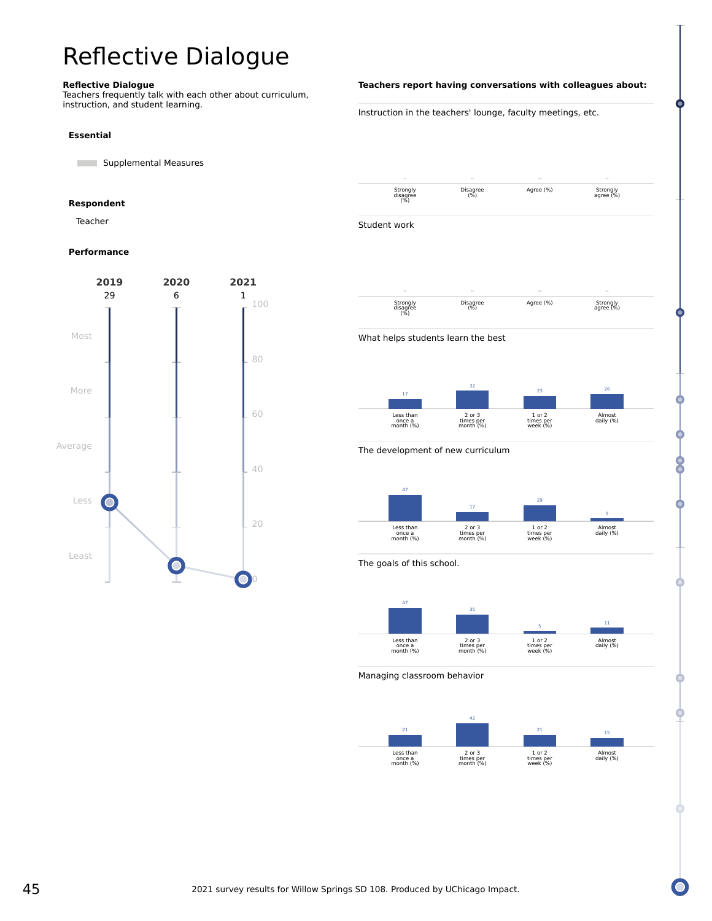# Reflective Dialogue

**Reflective Dialogue**
Teachers frequently talk with each other about curriculum, instruction, and student learning.

**Essential**

Supplemental Measures

**Respondent**

Teacher

**Performance**

2019
29

2020
6

2021
1

100
80
60
40
20
0

Most
More
Average
Less
Least

**Teachers report having conversations with colleagues about:**

Instruction in the teachers' lounge, faculty meetings, etc.

--
--
--
--

Strongly disagree (%)
Disagree (%)
Agree (%)
Strongly agree (%)

Student work

--
--
--
--

Strongly disagree (%)
Disagree (%)
Agree (%)
Strongly agree (%)

What helps students learn the best

17
32
23
26

Less than once a month (%)
2 or 3 times per month (%)
1 or 2 times per week (%)
Almost daily (%)

The development of new curriculum

47
17
29
5

Less than once a month (%)
2 or 3 times per month (%)
1 or 2 times per week (%)
Almost daily (%)

The goals of this school.

47
35
5
11

Less than once a month (%)
2 or 3 times per month (%)
1 or 2 times per week (%)
Almost daily (%)

Managing classroom behavior

21
42
21
15

Less than once a month (%)
2 or 3 times per month (%)
1 or 2 times per week (%)
Almost daily (%)

2021 survey results for Willow Springs SD 108. Produced by UChicago Impact.